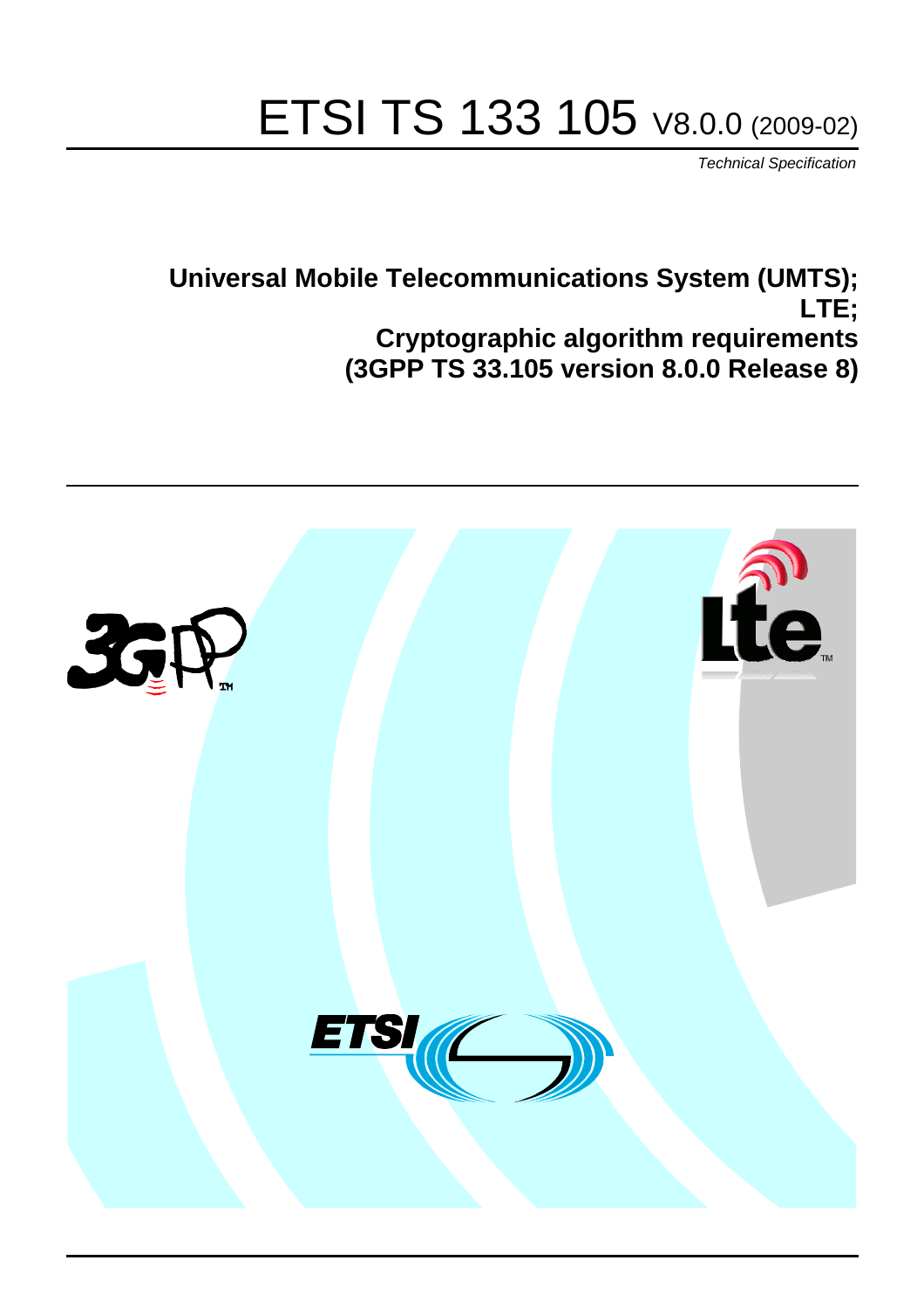# ETSI TS 133 105 V8.0.0 (2009-02)

*Technical Specification*

**Universal Mobile Telecommunications System (UMTS);**
**LTE;**
**Cryptographic algorithm requirements**
**(3GPP TS 33.105 version 8.0.0 Release 8)**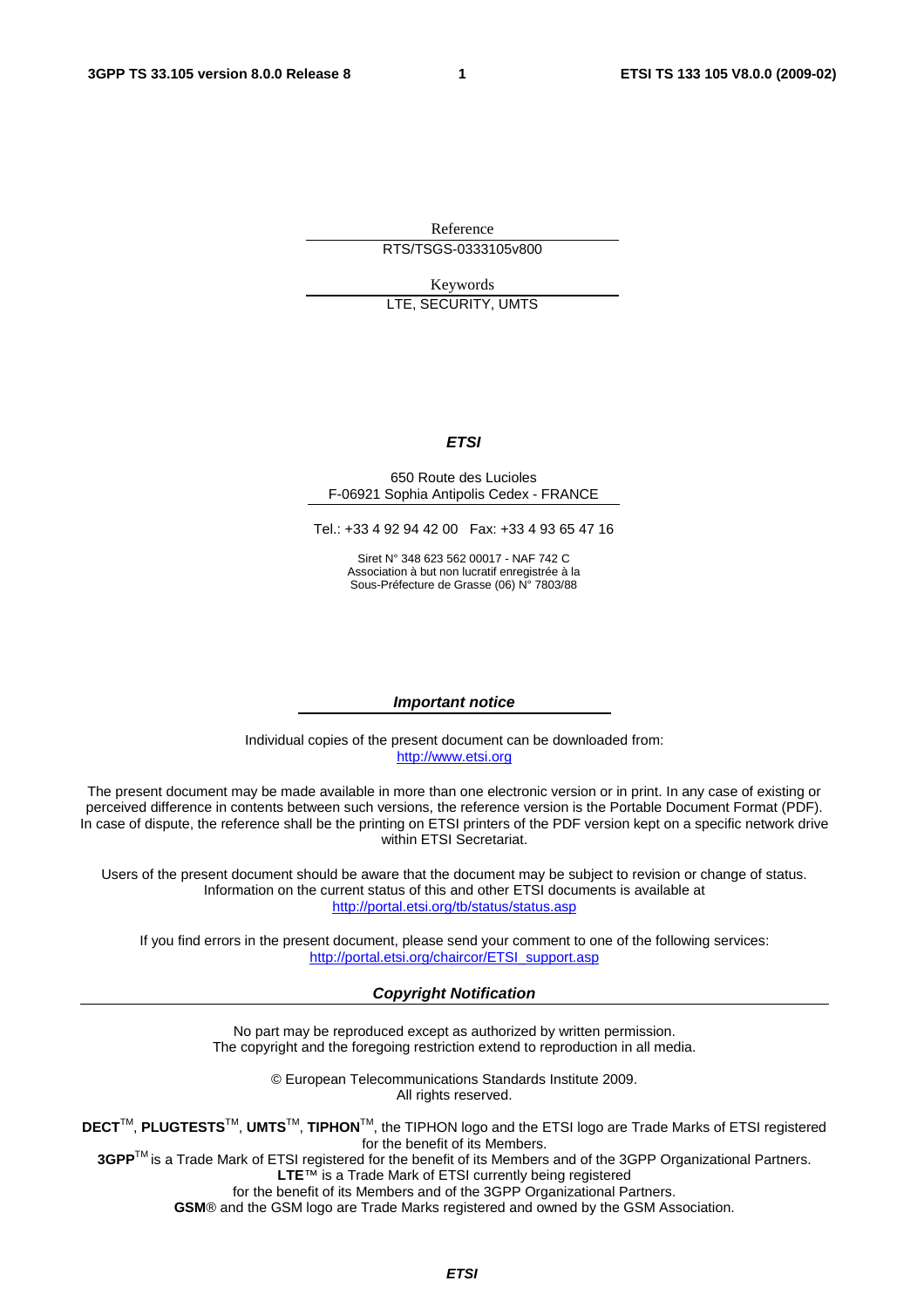Reference

RTS/TSGS-0333105v800

Keywords

LTE, SECURITY, UMTS

***ETSI***

650 Route des Lucioles
F-06921 Sophia Antipolis Cedex - FRANCE

Tel.: +33 4 92 94 42 00 Fax: +33 4 93 65 47 16

Siret N° 348 623 562 00017 - NAF 742 C
Association à but non lucratif enregistrée à la
Sous-Préfecture de Grasse (06) N° 7803/88

***Important notice***

Individual copies of the present document can be downloaded from:
http://www.etsi.org

The present document may be made available in more than one electronic version or in print. In any case of existing or perceived difference in contents between such versions, the reference version is the Portable Document Format (PDF). In case of dispute, the reference shall be the printing on ETSI printers of the PDF version kept on a specific network drive within ETSI Secretariat.

Users of the present document should be aware that the document may be subject to revision or change of status. Information on the current status of this and other ETSI documents is available at
http://portal.etsi.org/tb/status/status.asp

If you find errors in the present document, please send your comment to one of the following services:
http://portal.etsi.org/chaircor/ETSI_support.asp

***Copyright Notification***

No part may be reproduced except as authorized by written permission.
The copyright and the foregoing restriction extend to reproduction in all media.

© European Telecommunications Standards Institute 2009.
All rights reserved.

**DECT**™, **PLUGTESTS**™, **UMTS**™, **TIPHON**™, the TIPHON logo and the ETSI logo are Trade Marks of ETSI registered for the benefit of its Members.
**3GPP**™ is a Trade Mark of ETSI registered for the benefit of its Members and of the 3GPP Organizational Partners.
**LTE**™ is a Trade Mark of ETSI currently being registered
for the benefit of its Members and of the 3GPP Organizational Partners.
**GSM**® and the GSM logo are Trade Marks registered and owned by the GSM Association.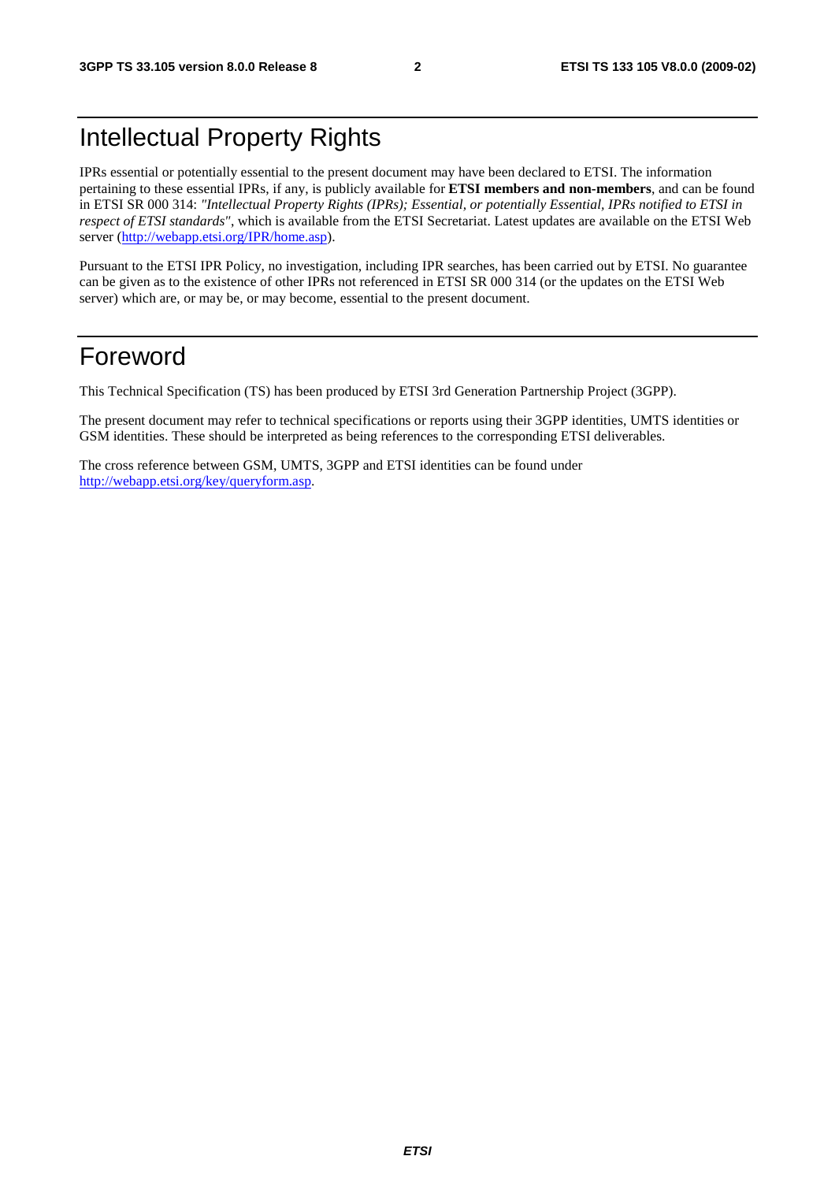# Intellectual Property Rights

IPRs essential or potentially essential to the present document may have been declared to ETSI. The information pertaining to these essential IPRs, if any, is publicly available for **ETSI members and non-members**, and can be found in ETSI SR 000 314: *"Intellectual Property Rights (IPRs); Essential, or potentially Essential, IPRs notified to ETSI in respect of ETSI standards"*, which is available from the ETSI Secretariat. Latest updates are available on the ETSI Web server (http://webapp.etsi.org/IPR/home.asp).

Pursuant to the ETSI IPR Policy, no investigation, including IPR searches, has been carried out by ETSI. No guarantee can be given as to the existence of other IPRs not referenced in ETSI SR 000 314 (or the updates on the ETSI Web server) which are, or may be, or may become, essential to the present document.

# Foreword

This Technical Specification (TS) has been produced by ETSI 3rd Generation Partnership Project (3GPP).

The present document may refer to technical specifications or reports using their 3GPP identities, UMTS identities or GSM identities. These should be interpreted as being references to the corresponding ETSI deliverables.

The cross reference between GSM, UMTS, 3GPP and ETSI identities can be found under http://webapp.etsi.org/key/queryform.asp.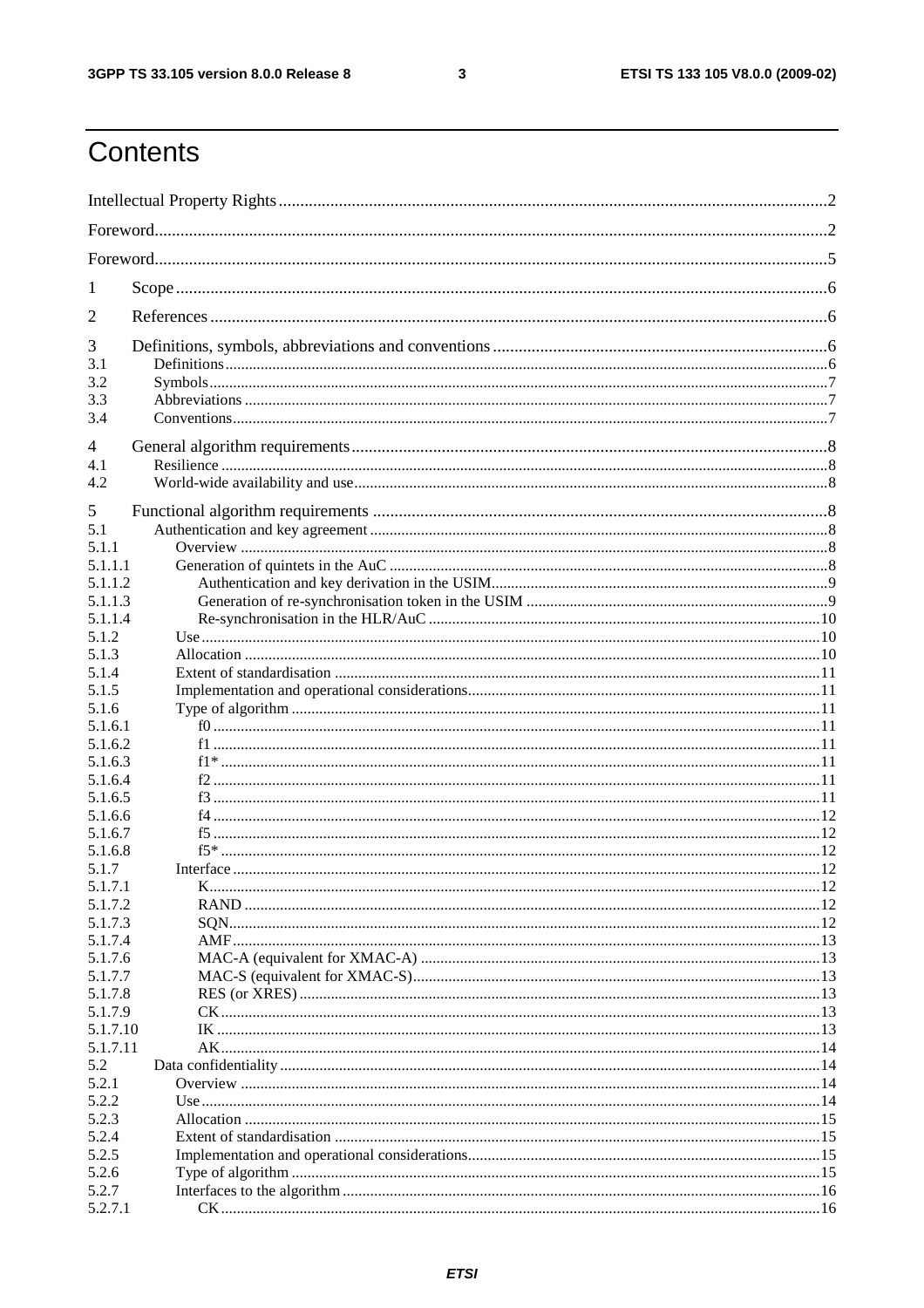# Contents

Intellectual Property Rights ..... 2
Foreword ..... 2
Foreword ..... 5
1 Scope ..... 6
2 References ..... 6
3 Definitions, symbols, abbreviations and conventions ..... 6
3.1 Definitions ..... 6
3.2 Symbols ..... 7
3.3 Abbreviations ..... 7
3.4 Conventions ..... 7
4 General algorithm requirements ..... 8
4.1 Resilience ..... 8
4.2 World-wide availability and use ..... 8
5 Functional algorithm requirements ..... 8
5.1 Authentication and key agreement ..... 8
5.1.1 Overview ..... 8
5.1.1.1 Generation of quintets in the AuC ..... 8
5.1.1.2 Authentication and key derivation in the USIM ..... 9
5.1.1.3 Generation of re-synchronisation token in the USIM ..... 9
5.1.1.4 Re-synchronisation in the HLR/AuC ..... 10
5.1.2 Use ..... 10
5.1.3 Allocation ..... 10
5.1.4 Extent of standardisation ..... 11
5.1.5 Implementation and operational considerations ..... 11
5.1.6 Type of algorithm ..... 11
5.1.6.1 f0 ..... 11
5.1.6.2 f1 ..... 11
5.1.6.3 f1* ..... 11
5.1.6.4 f2 ..... 11
5.1.6.5 f3 ..... 11
5.1.6.6 f4 ..... 12
5.1.6.7 f5 ..... 12
5.1.6.8 f5* ..... 12
5.1.7 Interface ..... 12
5.1.7.1 K ..... 12
5.1.7.2 RAND ..... 12
5.1.7.3 SQN ..... 12
5.1.7.4 AMF ..... 13
5.1.7.6 MAC-A (equivalent for XMAC-A) ..... 13
5.1.7.7 MAC-S (equivalent for XMAC-S) ..... 13
5.1.7.8 RES (or XRES) ..... 13
5.1.7.9 CK ..... 13
5.1.7.10 IK ..... 13
5.1.7.11 AK ..... 14
5.2 Data confidentiality ..... 14
5.2.1 Overview ..... 14
5.2.2 Use ..... 14
5.2.3 Allocation ..... 15
5.2.4 Extent of standardisation ..... 15
5.2.5 Implementation and operational considerations ..... 15
5.2.6 Type of algorithm ..... 15
5.2.7 Interfaces to the algorithm ..... 16
5.2.7.1 CK ..... 16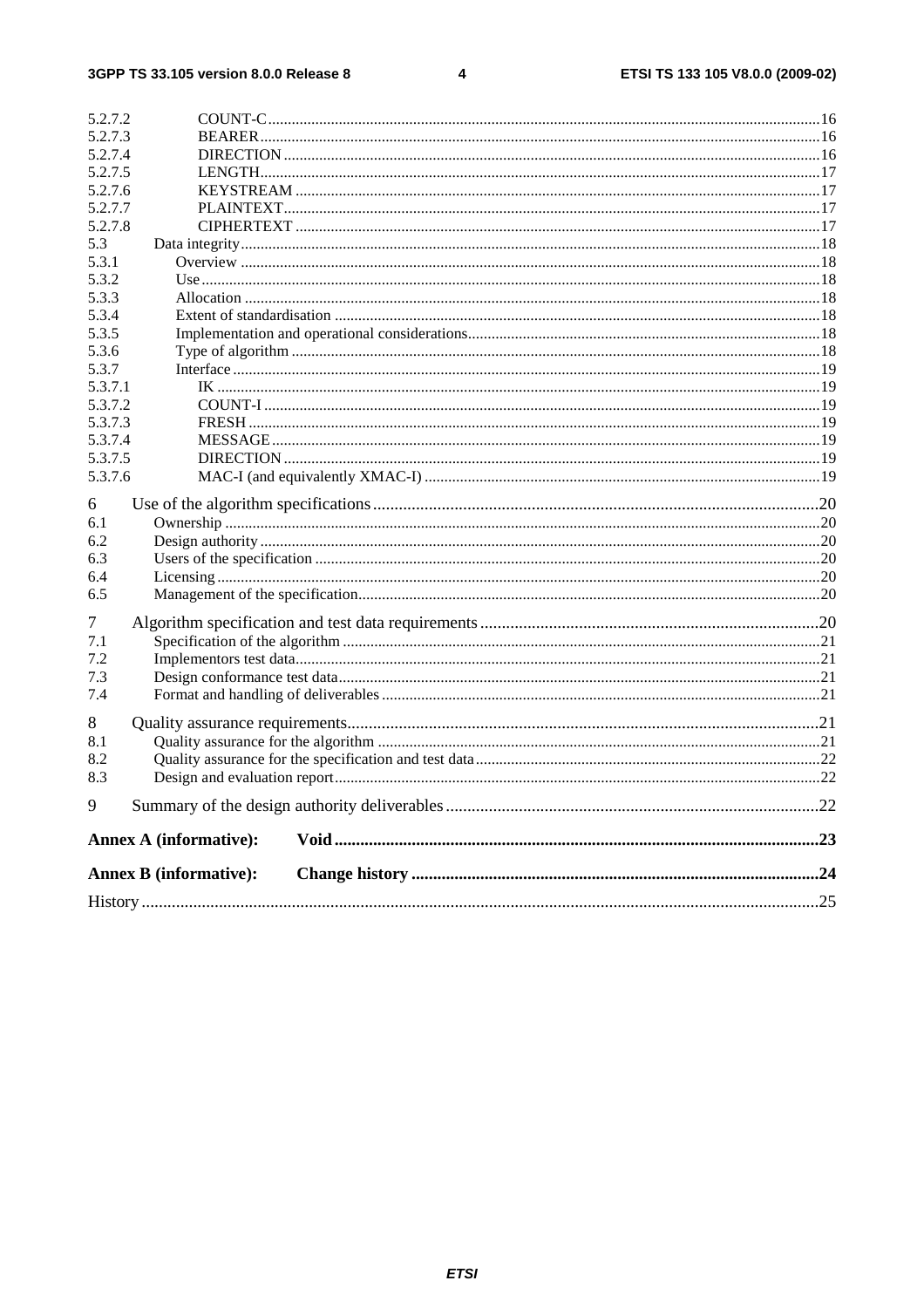5.2.7.2 COUNT-C ... 16
5.2.7.3 BEARER ... 16
5.2.7.4 DIRECTION ... 16
5.2.7.5 LENGTH ... 17
5.2.7.6 KEYSTREAM ... 17
5.2.7.7 PLAINTEXT ... 17
5.2.7.8 CIPHERTEXT ... 17
5.3 Data integrity ... 18
5.3.1 Overview ... 18
5.3.2 Use ... 18
5.3.3 Allocation ... 18
5.3.4 Extent of standardisation ... 18
5.3.5 Implementation and operational considerations ... 18
5.3.6 Type of algorithm ... 18
5.3.7 Interface ... 19
5.3.7.1 IK ... 19
5.3.7.2 COUNT-I ... 19
5.3.7.3 FRESH ... 19
5.3.7.4 MESSAGE ... 19
5.3.7.5 DIRECTION ... 19
5.3.7.6 MAC-I (and equivalently XMAC-I) ... 19

6 Use of the algorithm specifications ... 20
6.1 Ownership ... 20
6.2 Design authority ... 20
6.3 Users of the specification ... 20
6.4 Licensing ... 20
6.5 Management of the specification ... 20

7 Algorithm specification and test data requirements ... 20
7.1 Specification of the algorithm ... 21
7.2 Implementors test data ... 21
7.3 Design conformance test data ... 21
7.4 Format and handling of deliverables ... 21

8 Quality assurance requirements ... 21
8.1 Quality assurance for the algorithm ... 21
8.2 Quality assurance for the specification and test data ... 22
8.3 Design and evaluation report ... 22

9 Summary of the design authority deliverables ... 22

**Annex A (informative): Void ... 23**

**Annex B (informative): Change history ... 24**

History ... 25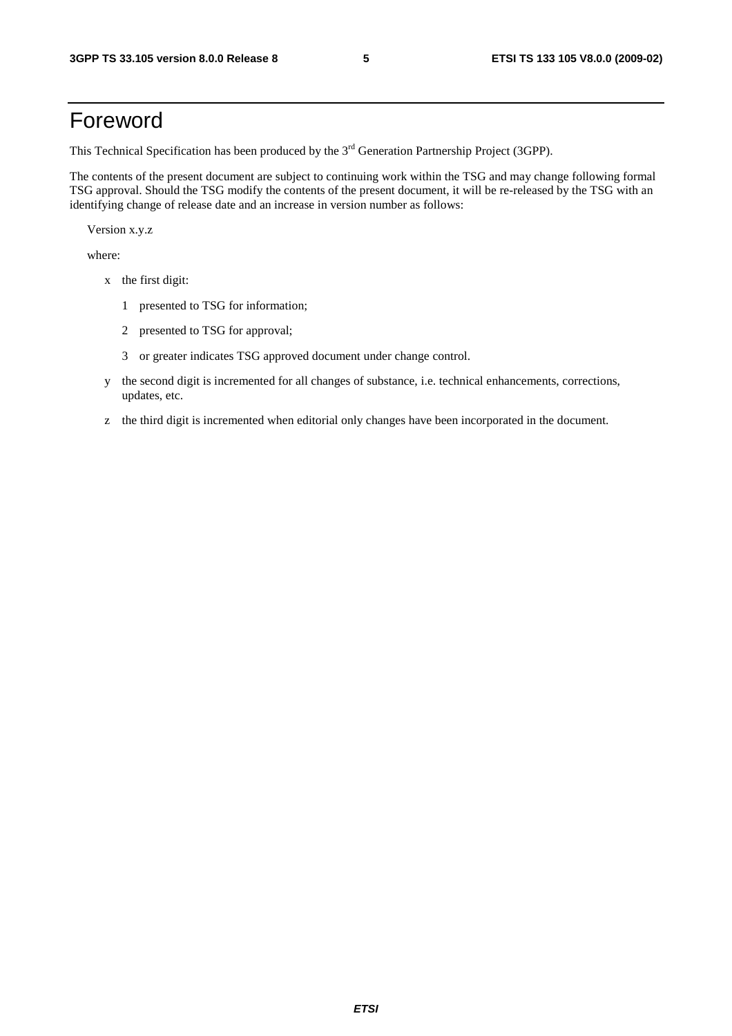# Foreword

This Technical Specification has been produced by the 3rd Generation Partnership Project (3GPP).

The contents of the present document are subject to continuing work within the TSG and may change following formal TSG approval. Should the TSG modify the contents of the present document, it will be re-released by the TSG with an identifying change of release date and an increase in version number as follows:

Version x.y.z

where:

- x the first digit:
  - 1 presented to TSG for information;
  - 2 presented to TSG for approval;
  - 3 or greater indicates TSG approved document under change control.
- y the second digit is incremented for all changes of substance, i.e. technical enhancements, corrections, updates, etc.
- z the third digit is incremented when editorial only changes have been incorporated in the document.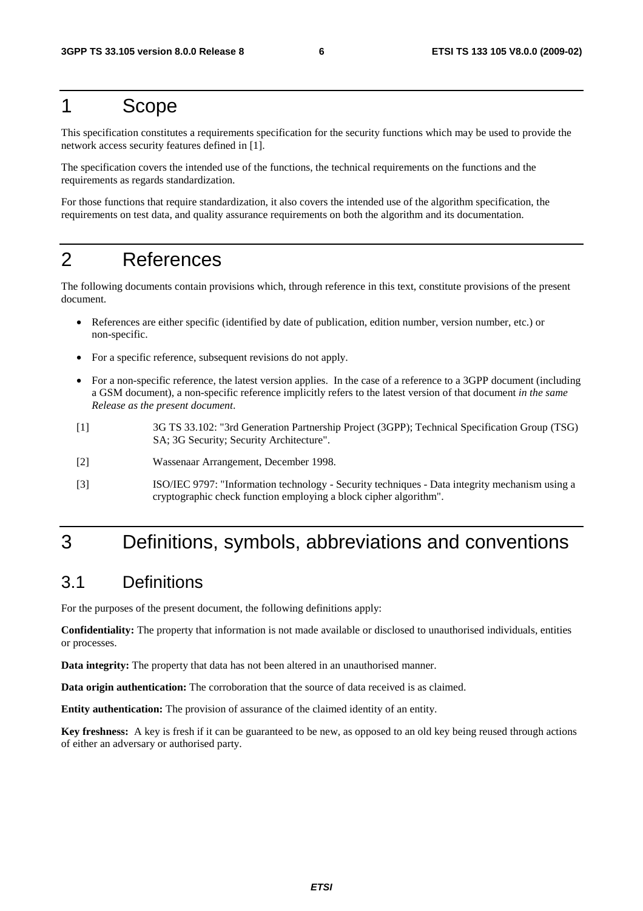# 1 Scope

This specification constitutes a requirements specification for the security functions which may be used to provide the network access security features defined in [1].

The specification covers the intended use of the functions, the technical requirements on the functions and the requirements as regards standardization.

For those functions that require standardization, it also covers the intended use of the algorithm specification, the requirements on test data, and quality assurance requirements on both the algorithm and its documentation.

# 2 References

The following documents contain provisions which, through reference in this text, constitute provisions of the present document.

- References are either specific (identified by date of publication, edition number, version number, etc.) or non-specific.
- For a specific reference, subsequent revisions do not apply.
- For a non-specific reference, the latest version applies. In the case of a reference to a 3GPP document (including a GSM document), a non-specific reference implicitly refers to the latest version of that document *in the same Release as the present document*.

[1] 3G TS 33.102: "3rd Generation Partnership Project (3GPP); Technical Specification Group (TSG) SA; 3G Security; Security Architecture".

[2] Wassenaar Arrangement, December 1998.

[3] ISO/IEC 9797: "Information technology - Security techniques - Data integrity mechanism using a cryptographic check function employing a block cipher algorithm".

# 3 Definitions, symbols, abbreviations and conventions

## 3.1 Definitions

For the purposes of the present document, the following definitions apply:

**Confidentiality:** The property that information is not made available or disclosed to unauthorised individuals, entities or processes.

**Data integrity:** The property that data has not been altered in an unauthorised manner.

**Data origin authentication:** The corroboration that the source of data received is as claimed.

**Entity authentication:** The provision of assurance of the claimed identity of an entity.

**Key freshness:** A key is fresh if it can be guaranteed to be new, as opposed to an old key being reused through actions of either an adversary or authorised party.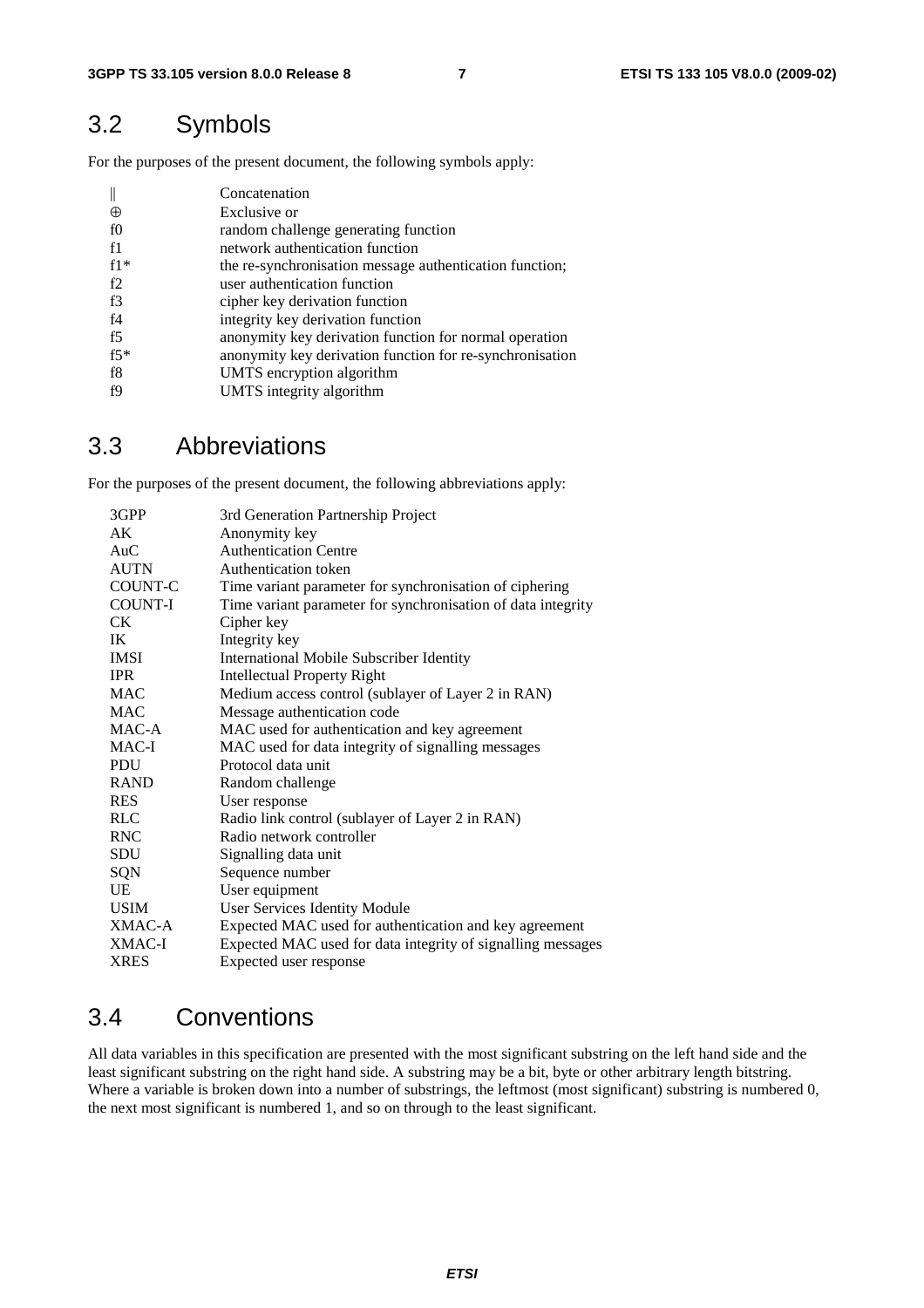## 3.2 Symbols

For the purposes of the present document, the following symbols apply:

| | |
|---|---|
| \|\| | Concatenation |
| ⊕ | Exclusive or |
| f0 | random challenge generating function |
| f1 | network authentication function |
| f1* | the re-synchronisation message authentication function; |
| f2 | user authentication function |
| f3 | cipher key derivation function |
| f4 | integrity key derivation function |
| f5 | anonymity key derivation function for normal operation |
| f5* | anonymity key derivation function for re-synchronisation |
| f8 | UMTS encryption algorithm |
| f9 | UMTS integrity algorithm |

## 3.3 Abbreviations

For the purposes of the present document, the following abbreviations apply:

| | |
|---|---|
| 3GPP | 3rd Generation Partnership Project |
| AK | Anonymity key |
| AuC | Authentication Centre |
| AUTN | Authentication token |
| COUNT-C | Time variant parameter for synchronisation of ciphering |
| COUNT-I | Time variant parameter for synchronisation of data integrity |
| CK | Cipher key |
| IK | Integrity key |
| IMSI | International Mobile Subscriber Identity |
| IPR | Intellectual Property Right |
| MAC | Medium access control (sublayer of Layer 2 in RAN) |
| MAC | Message authentication code |
| MAC-A | MAC used for authentication and key agreement |
| MAC-I | MAC used for data integrity of signalling messages |
| PDU | Protocol data unit |
| RAND | Random challenge |
| RES | User response |
| RLC | Radio link control (sublayer of Layer 2 in RAN) |
| RNC | Radio network controller |
| SDU | Signalling data unit |
| SQN | Sequence number |
| UE | User equipment |
| USIM | User Services Identity Module |
| XMAC-A | Expected MAC used for authentication and key agreement |
| XMAC-I | Expected MAC used for data integrity of signalling messages |
| XRES | Expected user response |

## 3.4 Conventions

All data variables in this specification are presented with the most significant substring on the left hand side and the least significant substring on the right hand side. A substring may be a bit, byte or other arbitrary length bitstring. Where a variable is broken down into a number of substrings, the leftmost (most significant) substring is numbered 0, the next most significant is numbered 1, and so on through to the least significant.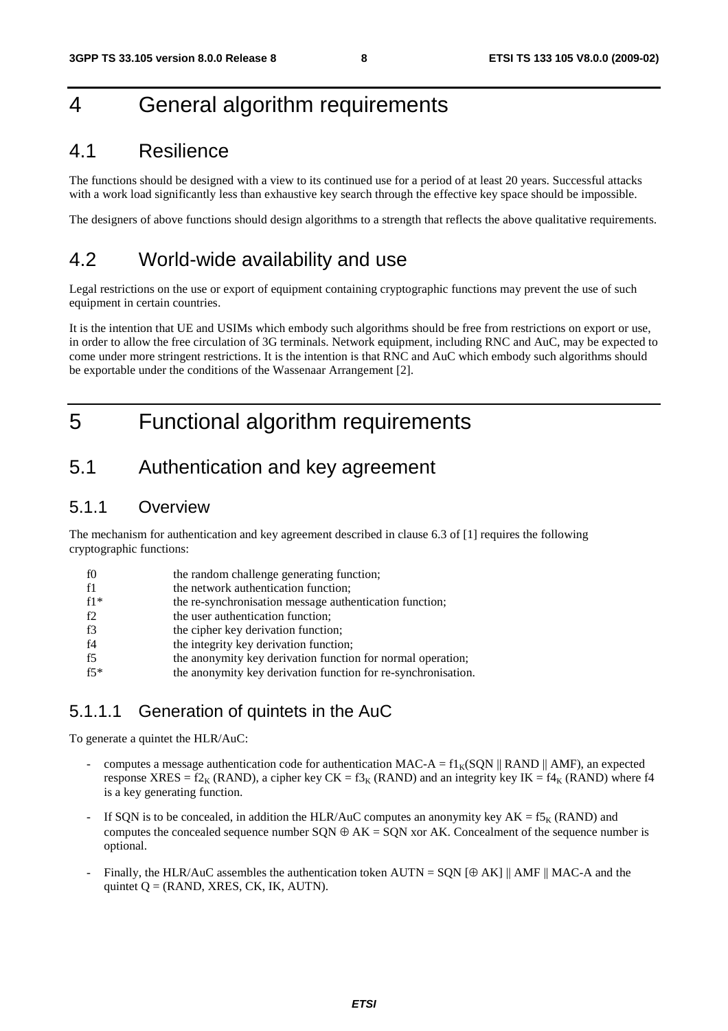# 4 General algorithm requirements

## 4.1 Resilience

The functions should be designed with a view to its continued use for a period of at least 20 years. Successful attacks with a work load significantly less than exhaustive key search through the effective key space should be impossible.

The designers of above functions should design algorithms to a strength that reflects the above qualitative requirements.

## 4.2 World-wide availability and use

Legal restrictions on the use or export of equipment containing cryptographic functions may prevent the use of such equipment in certain countries.

It is the intention that UE and USIMs which embody such algorithms should be free from restrictions on export or use, in order to allow the free circulation of 3G terminals. Network equipment, including RNC and AuC, may be expected to come under more stringent restrictions. It is the intention is that RNC and AuC which embody such algorithms should be exportable under the conditions of the Wassenaar Arrangement [2].

# 5 Functional algorithm requirements

## 5.1 Authentication and key agreement

### 5.1.1 Overview

The mechanism for authentication and key agreement described in clause 6.3 of [1] requires the following cryptographic functions:

| | |
|---|---|
| f0 | the random challenge generating function; |
| f1 | the network authentication function; |
| f1* | the re-synchronisation message authentication function; |
| f2 | the user authentication function; |
| f3 | the cipher key derivation function; |
| f4 | the integrity key derivation function; |
| f5 | the anonymity key derivation function for normal operation; |
| f5* | the anonymity key derivation function for re-synchronisation. |

#### 5.1.1.1 Generation of quintets in the AuC

To generate a quintet the HLR/AuC:

- computes a message authentication code for authentication MAC-A = $f1_K$(SQN || RAND || AMF), an expected response XRES = $f2_K$ (RAND), a cipher key CK = $f3_K$ (RAND) and an integrity key IK = $f4_K$ (RAND) where f4 is a key generating function.
- If SQN is to be concealed, in addition the HLR/AuC computes an anonymity key AK = $f5_K$ (RAND) and computes the concealed sequence number SQN $\oplus$ AK = SQN xor AK. Concealment of the sequence number is optional.
- Finally, the HLR/AuC assembles the authentication token AUTN = SQN [$\oplus$ AK] || AMF || MAC-A and the quintet Q = (RAND, XRES, CK, IK, AUTN).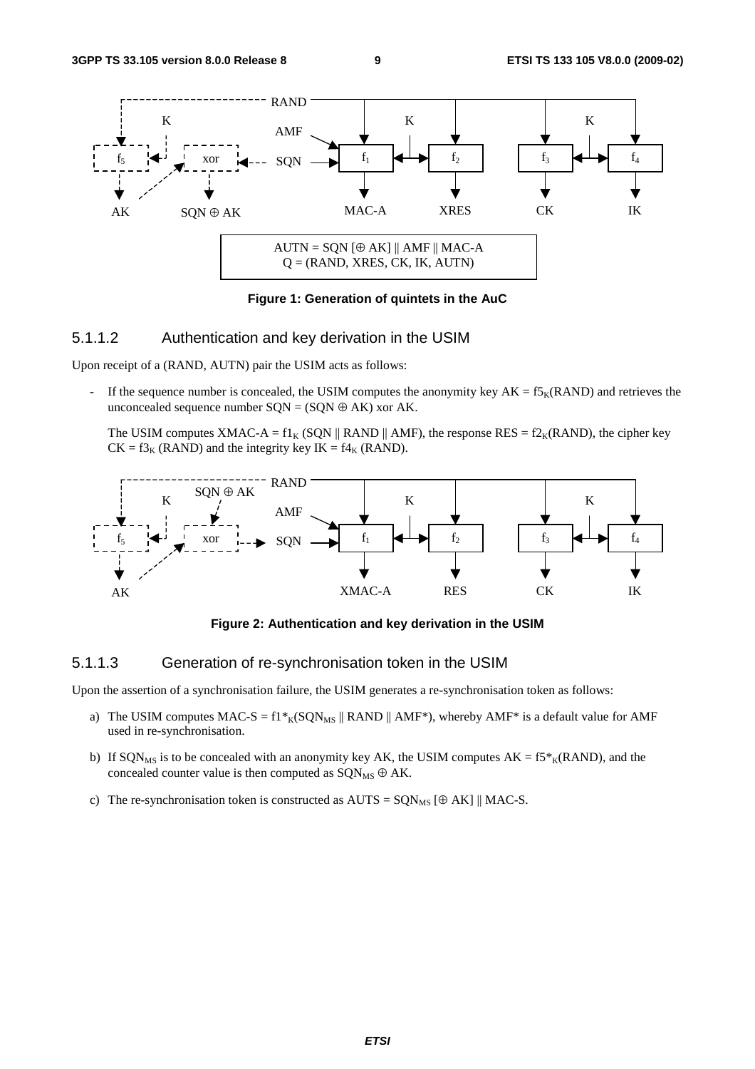AUTN = SQN [⊕ AK] || AMF || MAC-A
Q = (RAND, XRES, CK, IK, AUTN)

**Figure 1: Generation of quintets in the AuC**

### 5.1.1.2 Authentication and key derivation in the USIM

Upon receipt of a (RAND, AUTN) pair the USIM acts as follows:

- If the sequence number is concealed, the USIM computes the anonymity key $AK = f5_K(RAND)$ and retrieves the unconcealed sequence number $SQN = (SQN \oplus AK)$ xor AK.

  The USIM computes $XMAC\text{-}A = f1_K (SQN \| RAND \| AMF)$, the response $RES = f2_K(RAND)$, the cipher key $CK = f3_K (RAND)$ and the integrity key $IK = f4_K (RAND)$.

**Figure 2: Authentication and key derivation in the USIM**

### 5.1.1.3 Generation of re-synchronisation token in the USIM

Upon the assertion of a synchronisation failure, the USIM generates a re-synchronisation token as follows:

a) The USIM computes $MAC\text{-}S = f1^*_K(SQN_{MS} \| RAND \| AMF^*)$, whereby AMF* is a default value for AMF used in re-synchronisation.

b) If $SQN_{MS}$ is to be concealed with an anonymity key AK, the USIM computes $AK = f5^*_K(RAND)$, and the concealed counter value is then computed as $SQN_{MS} \oplus AK$.

c) The re-synchronisation token is constructed as $AUTS = SQN_{MS} [\oplus AK] \| MAC\text{-}S$.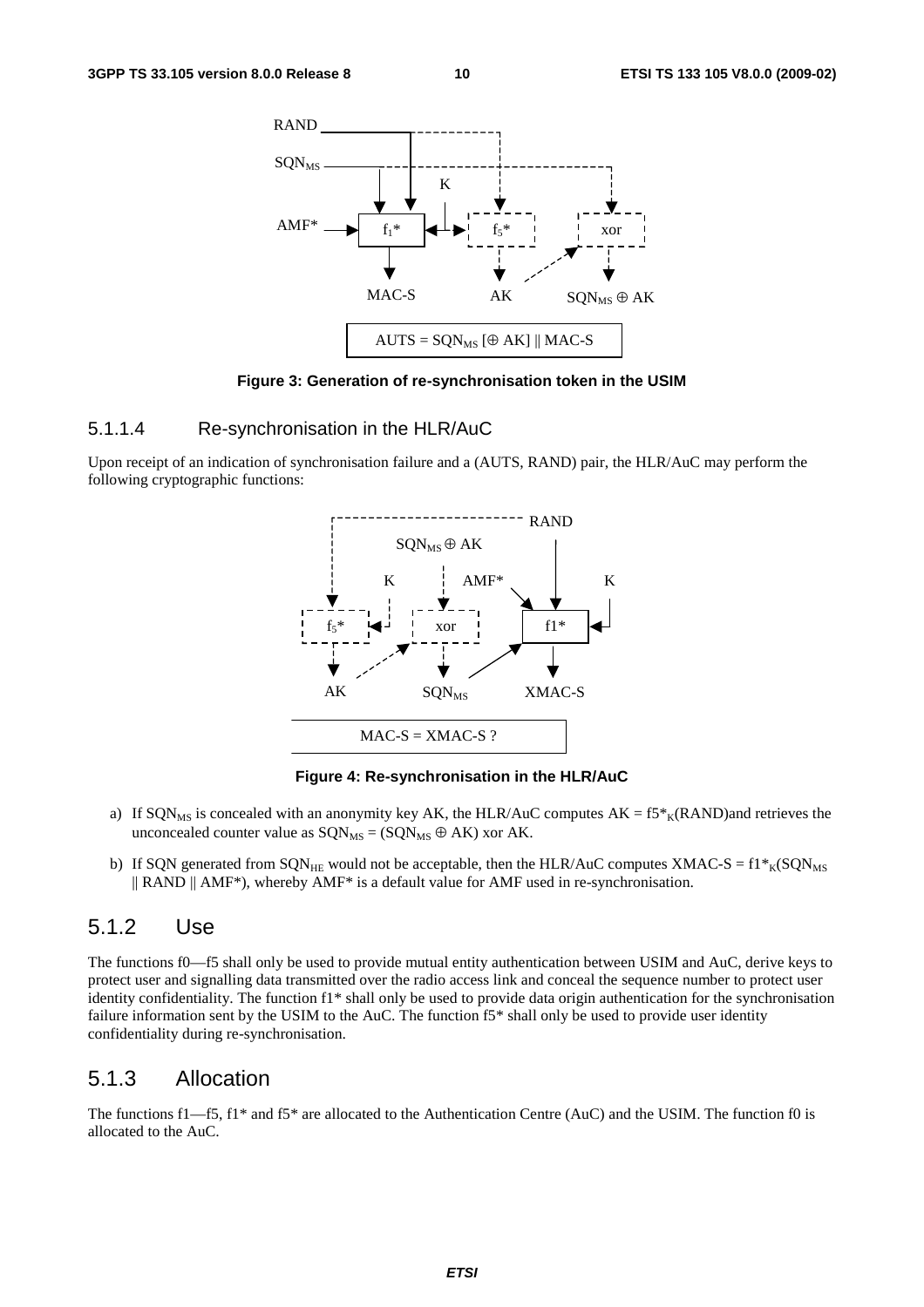AUTS = $SQN_{MS}$ [$\oplus$ AK] || MAC-S

**Figure 3: Generation of re-synchronisation token in the USIM**

#### 5.1.1.4 Re-synchronisation in the HLR/AuC

Upon receipt of an indication of synchronisation failure and a (AUTS, RAND) pair, the HLR/AuC may perform the following cryptographic functions:

MAC-S = XMAC-S ?

**Figure 4: Re-synchronisation in the HLR/AuC**

a) If $SQN_{MS}$ is concealed with an anonymity key AK, the HLR/AuC computes $AK = f5^*_K(RAND)$and retrieves the unconcealed counter value as $SQN_{MS} = (SQN_{MS} \oplus AK)$ xor AK.

b) If SQN generated from $SQN_{HE}$ would not be acceptable, then the HLR/AuC computes $XMAC\text{-}S = f1^*_K(SQN_{MS} \| RAND \| AMF^*)$, whereby AMF* is a default value for AMF used in re-synchronisation.

### 5.1.2 Use

The functions f0—f5 shall only be used to provide mutual entity authentication between USIM and AuC, derive keys to protect user and signalling data transmitted over the radio access link and conceal the sequence number to protect user identity confidentiality. The function f1* shall only be used to provide data origin authentication for the synchronisation failure information sent by the USIM to the AuC. The function f5* shall only be used to provide user identity confidentiality during re-synchronisation.

### 5.1.3 Allocation

The functions f1—f5, f1* and f5* are allocated to the Authentication Centre (AuC) and the USIM. The function f0 is allocated to the AuC.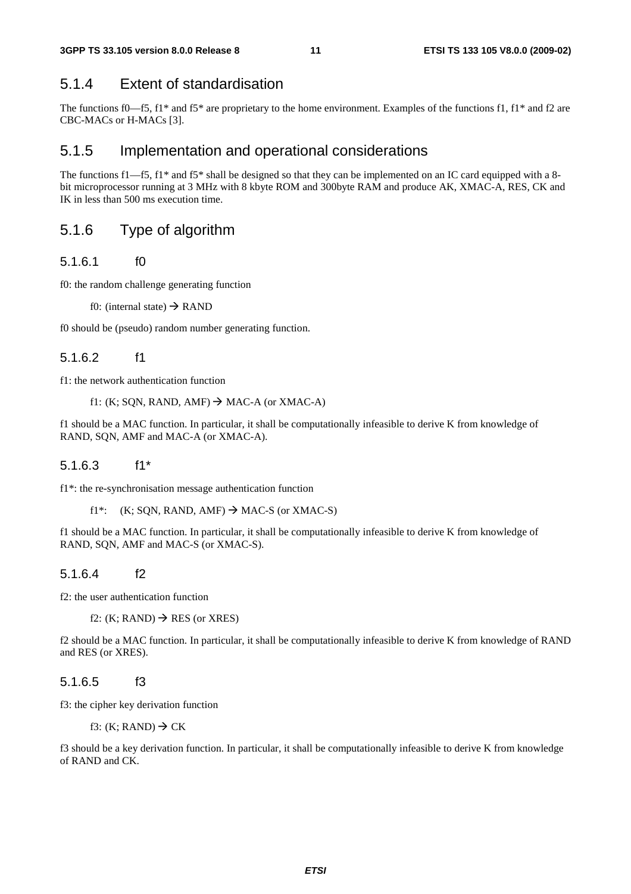### 5.1.4 Extent of standardisation

The functions f0—f5, f1* and f5* are proprietary to the home environment. Examples of the functions f1, f1* and f2 are CBC-MACs or H-MACs [3].

### 5.1.5 Implementation and operational considerations

The functions f1—f5, f1* and f5* shall be designed so that they can be implemented on an IC card equipped with a 8-bit microprocessor running at 3 MHz with 8 kbyte ROM and 300byte RAM and produce AK, XMAC-A, RES, CK and IK in less than 500 ms execution time.

### 5.1.6 Type of algorithm

#### 5.1.6.1 f0

f0: the random challenge generating function

f0: (internal state) → RAND

f0 should be (pseudo) random number generating function.

#### 5.1.6.2 f1

f1: the network authentication function

f1: (K; SQN, RAND, AMF) → MAC-A (or XMAC-A)

f1 should be a MAC function. In particular, it shall be computationally infeasible to derive K from knowledge of RAND, SQN, AMF and MAC-A (or XMAC-A).

#### 5.1.6.3 f1*

f1*: the re-synchronisation message authentication function

f1*: (K; SQN, RAND, AMF) → MAC-S (or XMAC-S)

f1 should be a MAC function. In particular, it shall be computationally infeasible to derive K from knowledge of RAND, SQN, AMF and MAC-S (or XMAC-S).

#### 5.1.6.4 f2

f2: the user authentication function

f2: (K; RAND) → RES (or XRES)

f2 should be a MAC function. In particular, it shall be computationally infeasible to derive K from knowledge of RAND and RES (or XRES).

#### 5.1.6.5 f3

f3: the cipher key derivation function

f3: (K; RAND) → CK

f3 should be a key derivation function. In particular, it shall be computationally infeasible to derive K from knowledge of RAND and CK.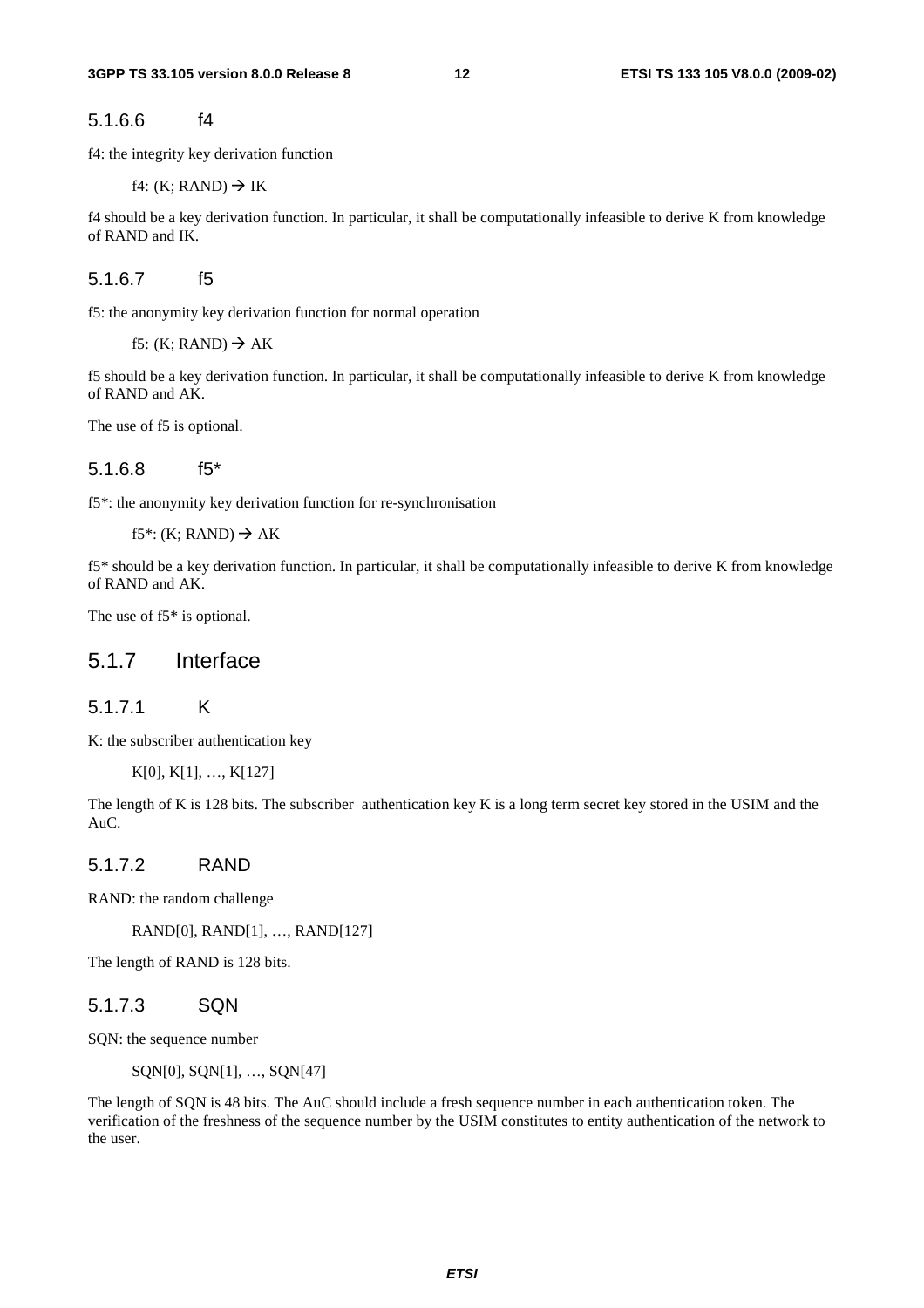#### 5.1.6.6 f4

f4: the integrity key derivation function

f4: (K; RAND) → IK

f4 should be a key derivation function. In particular, it shall be computationally infeasible to derive K from knowledge of RAND and IK.

#### 5.1.6.7 f5

f5: the anonymity key derivation function for normal operation

f5: (K; RAND) → AK

f5 should be a key derivation function. In particular, it shall be computationally infeasible to derive K from knowledge of RAND and AK.

The use of f5 is optional.

#### 5.1.6.8 f5*

f5*: the anonymity key derivation function for re-synchronisation

f5*: (K; RAND) → AK

f5* should be a key derivation function. In particular, it shall be computationally infeasible to derive K from knowledge of RAND and AK.

The use of f5* is optional.

### 5.1.7 Interface

#### 5.1.7.1 K

K: the subscriber authentication key

K[0], K[1], …, K[127]

The length of K is 128 bits. The subscriber authentication key K is a long term secret key stored in the USIM and the AuC.

#### 5.1.7.2 RAND

RAND: the random challenge

RAND[0], RAND[1], …, RAND[127]

The length of RAND is 128 bits.

#### 5.1.7.3 SQN

SQN: the sequence number

SQN[0], SQN[1], …, SQN[47]

The length of SQN is 48 bits. The AuC should include a fresh sequence number in each authentication token. The verification of the freshness of the sequence number by the USIM constitutes to entity authentication of the network to the user.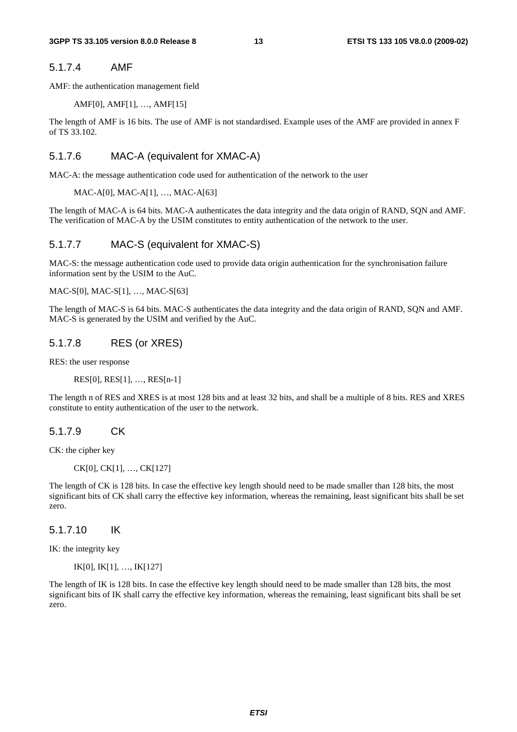#### 5.1.7.4 AMF

AMF: the authentication management field

AMF[0], AMF[1], …, AMF[15]

The length of AMF is 16 bits. The use of AMF is not standardised. Example uses of the AMF are provided in annex F of TS 33.102.

#### 5.1.7.6 MAC-A (equivalent for XMAC-A)

MAC-A: the message authentication code used for authentication of the network to the user

MAC-A[0], MAC-A[1], …, MAC-A[63]

The length of MAC-A is 64 bits. MAC-A authenticates the data integrity and the data origin of RAND, SQN and AMF. The verification of MAC-A by the USIM constitutes to entity authentication of the network to the user.

#### 5.1.7.7 MAC-S (equivalent for XMAC-S)

MAC-S: the message authentication code used to provide data origin authentication for the synchronisation failure information sent by the USIM to the AuC.

MAC-S[0], MAC-S[1], …, MAC-S[63]

The length of MAC-S is 64 bits. MAC-S authenticates the data integrity and the data origin of RAND, SQN and AMF. MAC-S is generated by the USIM and verified by the AuC.

#### 5.1.7.8 RES (or XRES)

RES: the user response

RES[0], RES[1], …, RES[n-1]

The length n of RES and XRES is at most 128 bits and at least 32 bits, and shall be a multiple of 8 bits. RES and XRES constitute to entity authentication of the user to the network.

#### 5.1.7.9 CK

CK: the cipher key

CK[0], CK[1], …, CK[127]

The length of CK is 128 bits. In case the effective key length should need to be made smaller than 128 bits, the most significant bits of CK shall carry the effective key information, whereas the remaining, least significant bits shall be set zero.

#### 5.1.7.10 IK

IK: the integrity key

IK[0], IK[1], …, IK[127]

The length of IK is 128 bits. In case the effective key length should need to be made smaller than 128 bits, the most significant bits of IK shall carry the effective key information, whereas the remaining, least significant bits shall be set zero.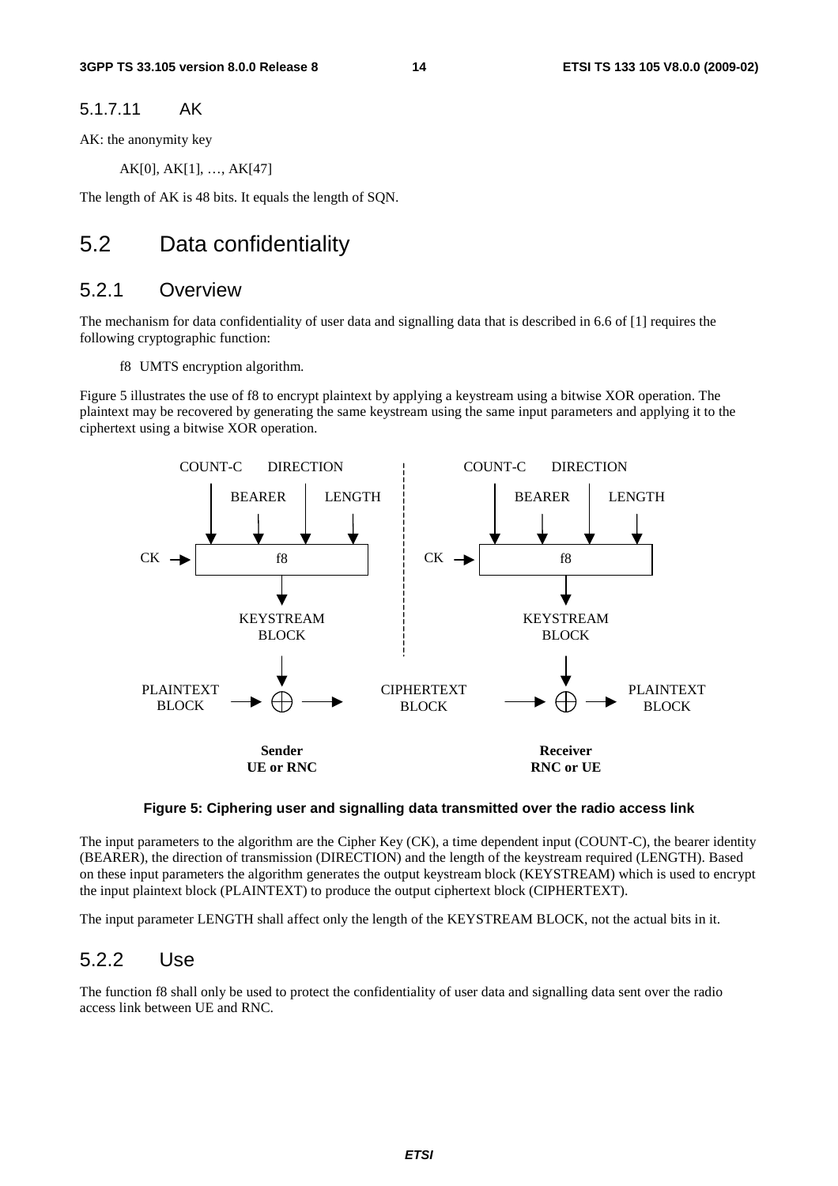#### 5.1.7.11 AK

AK: the anonymity key

AK[0], AK[1], …, AK[47]

The length of AK is 48 bits. It equals the length of SQN.

## 5.2 Data confidentiality

### 5.2.1 Overview

The mechanism for data confidentiality of user data and signalling data that is described in 6.6 of [1] requires the following cryptographic function:

f8 UMTS encryption algorithm.

Figure 5 illustrates the use of f8 to encrypt plaintext by applying a keystream using a bitwise XOR operation. The plaintext may be recovered by generating the same keystream using the same input parameters and applying it to the ciphertext using a bitwise XOR operation.

**Figure 5: Ciphering user and signalling data transmitted over the radio access link**

The input parameters to the algorithm are the Cipher Key (CK), a time dependent input (COUNT-C), the bearer identity (BEARER), the direction of transmission (DIRECTION) and the length of the keystream required (LENGTH). Based on these input parameters the algorithm generates the output keystream block (KEYSTREAM) which is used to encrypt the input plaintext block (PLAINTEXT) to produce the output ciphertext block (CIPHERTEXT).

The input parameter LENGTH shall affect only the length of the KEYSTREAM BLOCK, not the actual bits in it.

### 5.2.2 Use

The function f8 shall only be used to protect the confidentiality of user data and signalling data sent over the radio access link between UE and RNC.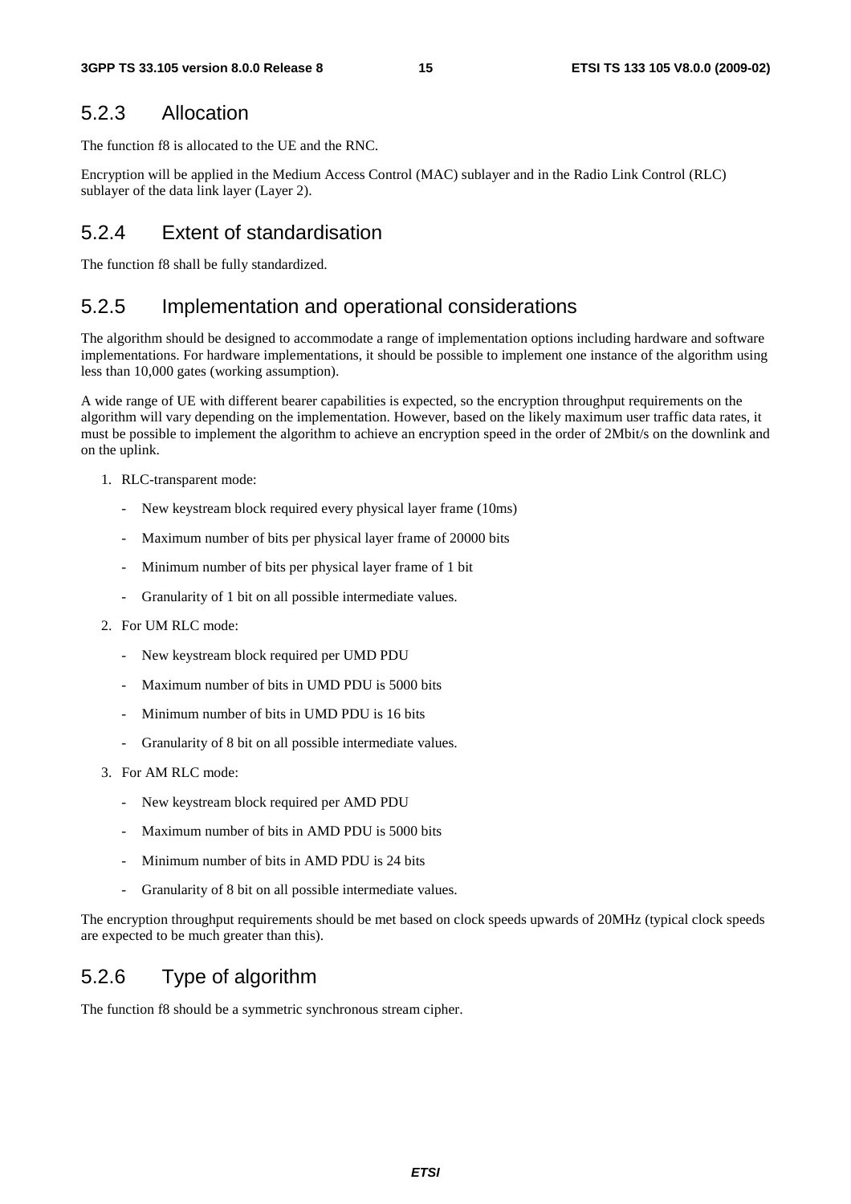### 5.2.3 Allocation

The function f8 is allocated to the UE and the RNC.

Encryption will be applied in the Medium Access Control (MAC) sublayer and in the Radio Link Control (RLC) sublayer of the data link layer (Layer 2).

### 5.2.4 Extent of standardisation

The function f8 shall be fully standardized.

### 5.2.5 Implementation and operational considerations

The algorithm should be designed to accommodate a range of implementation options including hardware and software implementations. For hardware implementations, it should be possible to implement one instance of the algorithm using less than 10,000 gates (working assumption).

A wide range of UE with different bearer capabilities is expected, so the encryption throughput requirements on the algorithm will vary depending on the implementation. However, based on the likely maximum user traffic data rates, it must be possible to implement the algorithm to achieve an encryption speed in the order of 2Mbit/s on the downlink and on the uplink.

1. RLC-transparent mode:
   - New keystream block required every physical layer frame (10ms)
   - Maximum number of bits per physical layer frame of 20000 bits
   - Minimum number of bits per physical layer frame of 1 bit
   - Granularity of 1 bit on all possible intermediate values.
2. For UM RLC mode:
   - New keystream block required per UMD PDU
   - Maximum number of bits in UMD PDU is 5000 bits
   - Minimum number of bits in UMD PDU is 16 bits
   - Granularity of 8 bit on all possible intermediate values.
3. For AM RLC mode:
   - New keystream block required per AMD PDU
   - Maximum number of bits in AMD PDU is 5000 bits
   - Minimum number of bits in AMD PDU is 24 bits
   - Granularity of 8 bit on all possible intermediate values.

The encryption throughput requirements should be met based on clock speeds upwards of 20MHz (typical clock speeds are expected to be much greater than this).

### 5.2.6 Type of algorithm

The function f8 should be a symmetric synchronous stream cipher.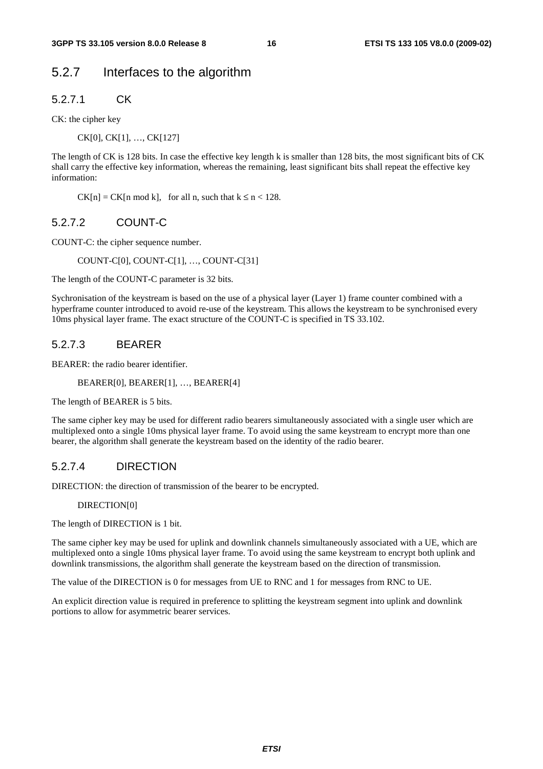## 5.2.7 Interfaces to the algorithm

### 5.2.7.1 CK

CK: the cipher key

CK[0], CK[1], …, CK[127]

The length of CK is 128 bits. In case the effective key length k is smaller than 128 bits, the most significant bits of CK shall carry the effective key information, whereas the remaining, least significant bits shall repeat the effective key information:

$CK[n] = CK[n \bmod k]$, for all n, such that $k \le n < 128$.

### 5.2.7.2 COUNT-C

COUNT-C: the cipher sequence number.

COUNT-C[0], COUNT-C[1], …, COUNT-C[31]

The length of the COUNT-C parameter is 32 bits.

Sychronisation of the keystream is based on the use of a physical layer (Layer 1) frame counter combined with a hyperframe counter introduced to avoid re-use of the keystream. This allows the keystream to be synchronised every 10ms physical layer frame. The exact structure of the COUNT-C is specified in TS 33.102.

### 5.2.7.3 BEARER

BEARER: the radio bearer identifier.

BEARER[0], BEARER[1], …, BEARER[4]

The length of BEARER is 5 bits.

The same cipher key may be used for different radio bearers simultaneously associated with a single user which are multiplexed onto a single 10ms physical layer frame. To avoid using the same keystream to encrypt more than one bearer, the algorithm shall generate the keystream based on the identity of the radio bearer.

### 5.2.7.4 DIRECTION

DIRECTION: the direction of transmission of the bearer to be encrypted.

DIRECTION[0]

The length of DIRECTION is 1 bit.

The same cipher key may be used for uplink and downlink channels simultaneously associated with a UE, which are multiplexed onto a single 10ms physical layer frame. To avoid using the same keystream to encrypt both uplink and downlink transmissions, the algorithm shall generate the keystream based on the direction of transmission.

The value of the DIRECTION is 0 for messages from UE to RNC and 1 for messages from RNC to UE.

An explicit direction value is required in preference to splitting the keystream segment into uplink and downlink portions to allow for asymmetric bearer services.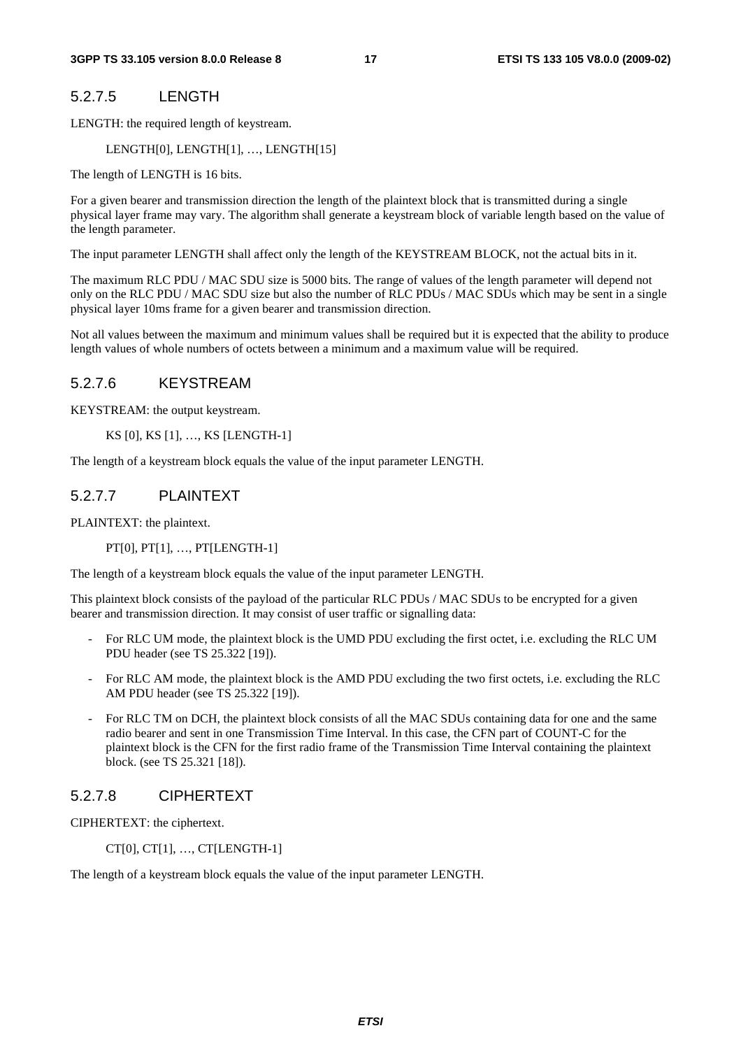#### 5.2.7.5 LENGTH

LENGTH: the required length of keystream.

LENGTH[0], LENGTH[1], …, LENGTH[15]

The length of LENGTH is 16 bits.

For a given bearer and transmission direction the length of the plaintext block that is transmitted during a single physical layer frame may vary. The algorithm shall generate a keystream block of variable length based on the value of the length parameter.

The input parameter LENGTH shall affect only the length of the KEYSTREAM BLOCK, not the actual bits in it.

The maximum RLC PDU / MAC SDU size is 5000 bits. The range of values of the length parameter will depend not only on the RLC PDU / MAC SDU size but also the number of RLC PDUs / MAC SDUs which may be sent in a single physical layer 10ms frame for a given bearer and transmission direction.

Not all values between the maximum and minimum values shall be required but it is expected that the ability to produce length values of whole numbers of octets between a minimum and a maximum value will be required.

#### 5.2.7.6 KEYSTREAM

KEYSTREAM: the output keystream.

KS [0], KS [1], …, KS [LENGTH-1]

The length of a keystream block equals the value of the input parameter LENGTH.

#### 5.2.7.7 PLAINTEXT

PLAINTEXT: the plaintext.

PT[0], PT[1], …, PT[LENGTH-1]

The length of a keystream block equals the value of the input parameter LENGTH.

This plaintext block consists of the payload of the particular RLC PDUs / MAC SDUs to be encrypted for a given bearer and transmission direction. It may consist of user traffic or signalling data:

- For RLC UM mode, the plaintext block is the UMD PDU excluding the first octet, i.e. excluding the RLC UM PDU header (see TS 25.322 [19]).
- For RLC AM mode, the plaintext block is the AMD PDU excluding the two first octets, i.e. excluding the RLC AM PDU header (see TS 25.322 [19]).
- For RLC TM on DCH, the plaintext block consists of all the MAC SDUs containing data for one and the same radio bearer and sent in one Transmission Time Interval. In this case, the CFN part of COUNT-C for the plaintext block is the CFN for the first radio frame of the Transmission Time Interval containing the plaintext block. (see TS 25.321 [18]).

#### 5.2.7.8 CIPHERTEXT

CIPHERTEXT: the ciphertext.

CT[0], CT[1], …, CT[LENGTH-1]

The length of a keystream block equals the value of the input parameter LENGTH.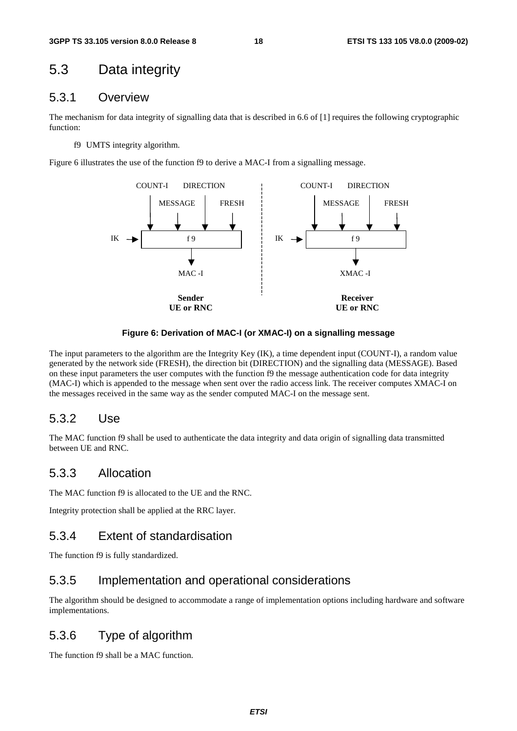## 5.3 Data integrity

### 5.3.1 Overview

The mechanism for data integrity of signalling data that is described in 6.6 of [1] requires the following cryptographic function:

f9 UMTS integrity algorithm.

Figure 6 illustrates the use of the function f9 to derive a MAC-I from a signalling message.

**Figure 6: Derivation of MAC-I (or XMAC-I) on a signalling message**

The input parameters to the algorithm are the Integrity Key (IK), a time dependent input (COUNT-I), a random value generated by the network side (FRESH), the direction bit (DIRECTION) and the signalling data (MESSAGE). Based on these input parameters the user computes with the function f9 the message authentication code for data integrity (MAC-I) which is appended to the message when sent over the radio access link. The receiver computes XMAC-I on the messages received in the same way as the sender computed MAC-I on the message sent.

### 5.3.2 Use

The MAC function f9 shall be used to authenticate the data integrity and data origin of signalling data transmitted between UE and RNC.

### 5.3.3 Allocation

The MAC function f9 is allocated to the UE and the RNC.

Integrity protection shall be applied at the RRC layer.

### 5.3.4 Extent of standardisation

The function f9 is fully standardized.

### 5.3.5 Implementation and operational considerations

The algorithm should be designed to accommodate a range of implementation options including hardware and software implementations.

### 5.3.6 Type of algorithm

The function f9 shall be a MAC function.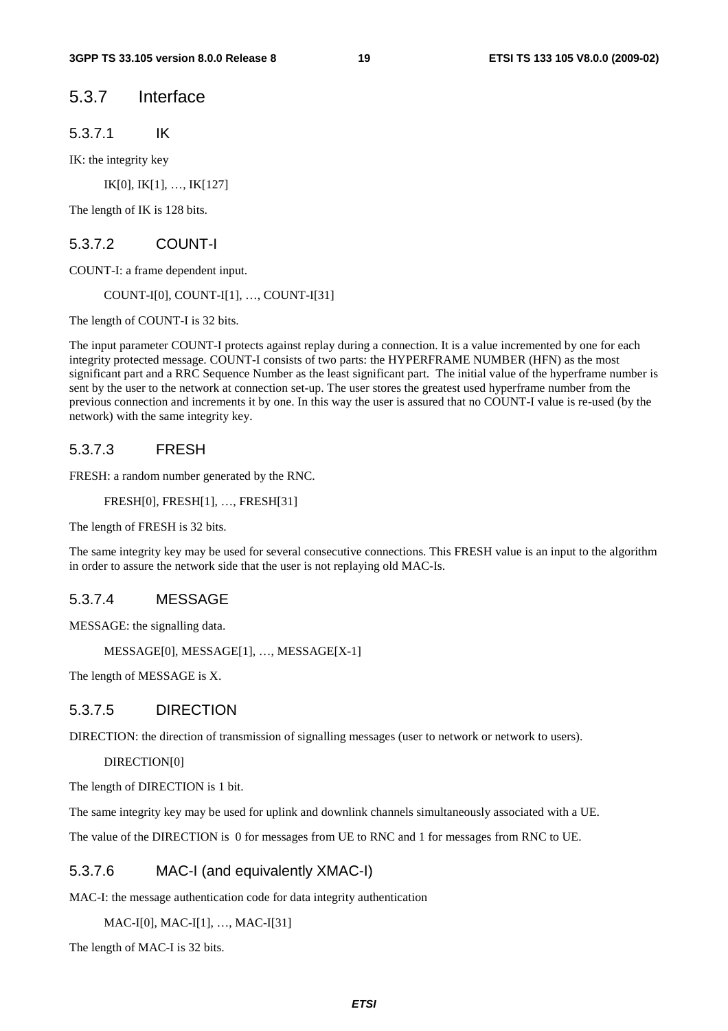## 5.3.7 Interface

### 5.3.7.1 IK

IK: the integrity key

IK[0], IK[1], …, IK[127]

The length of IK is 128 bits.

### 5.3.7.2 COUNT-I

COUNT-I: a frame dependent input.

COUNT-I[0], COUNT-I[1], …, COUNT-I[31]

The length of COUNT-I is 32 bits.

The input parameter COUNT-I protects against replay during a connection. It is a value incremented by one for each integrity protected message. COUNT-I consists of two parts: the HYPERFRAME NUMBER (HFN) as the most significant part and a RRC Sequence Number as the least significant part. The initial value of the hyperframe number is sent by the user to the network at connection set-up. The user stores the greatest used hyperframe number from the previous connection and increments it by one. In this way the user is assured that no COUNT-I value is re-used (by the network) with the same integrity key.

### 5.3.7.3 FRESH

FRESH: a random number generated by the RNC.

FRESH[0], FRESH[1], …, FRESH[31]

The length of FRESH is 32 bits.

The same integrity key may be used for several consecutive connections. This FRESH value is an input to the algorithm in order to assure the network side that the user is not replaying old MAC-Is.

### 5.3.7.4 MESSAGE

MESSAGE: the signalling data.

MESSAGE[0], MESSAGE[1], …, MESSAGE[X-1]

The length of MESSAGE is X.

### 5.3.7.5 DIRECTION

DIRECTION: the direction of transmission of signalling messages (user to network or network to users).

DIRECTION[0]

The length of DIRECTION is 1 bit.

The same integrity key may be used for uplink and downlink channels simultaneously associated with a UE.

The value of the DIRECTION is 0 for messages from UE to RNC and 1 for messages from RNC to UE.

### 5.3.7.6 MAC-I (and equivalently XMAC-I)

MAC-I: the message authentication code for data integrity authentication

MAC-I[0], MAC-I[1], …, MAC-I[31]

The length of MAC-I is 32 bits.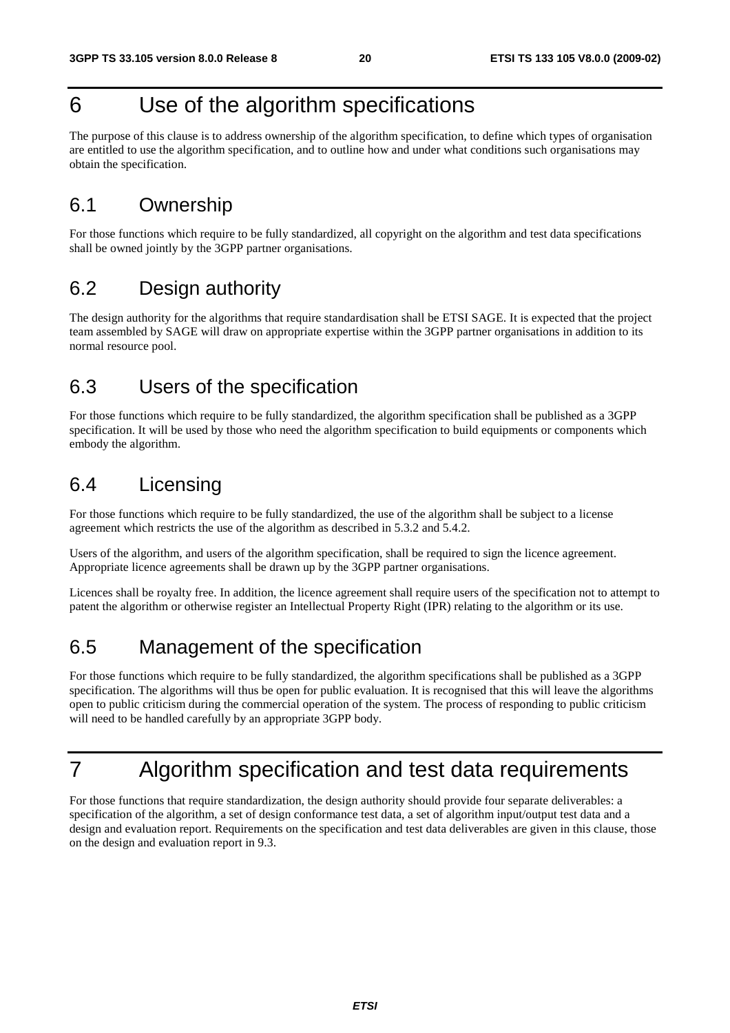# 6 Use of the algorithm specifications

The purpose of this clause is to address ownership of the algorithm specification, to define which types of organisation are entitled to use the algorithm specification, and to outline how and under what conditions such organisations may obtain the specification.

## 6.1 Ownership

For those functions which require to be fully standardized, all copyright on the algorithm and test data specifications shall be owned jointly by the 3GPP partner organisations.

## 6.2 Design authority

The design authority for the algorithms that require standardisation shall be ETSI SAGE. It is expected that the project team assembled by SAGE will draw on appropriate expertise within the 3GPP partner organisations in addition to its normal resource pool.

## 6.3 Users of the specification

For those functions which require to be fully standardized, the algorithm specification shall be published as a 3GPP specification. It will be used by those who need the algorithm specification to build equipments or components which embody the algorithm.

## 6.4 Licensing

For those functions which require to be fully standardized, the use of the algorithm shall be subject to a license agreement which restricts the use of the algorithm as described in 5.3.2 and 5.4.2.

Users of the algorithm, and users of the algorithm specification, shall be required to sign the licence agreement. Appropriate licence agreements shall be drawn up by the 3GPP partner organisations.

Licences shall be royalty free. In addition, the licence agreement shall require users of the specification not to attempt to patent the algorithm or otherwise register an Intellectual Property Right (IPR) relating to the algorithm or its use.

## 6.5 Management of the specification

For those functions which require to be fully standardized, the algorithm specifications shall be published as a 3GPP specification. The algorithms will thus be open for public evaluation. It is recognised that this will leave the algorithms open to public criticism during the commercial operation of the system. The process of responding to public criticism will need to be handled carefully by an appropriate 3GPP body.

# 7 Algorithm specification and test data requirements

For those functions that require standardization, the design authority should provide four separate deliverables: a specification of the algorithm, a set of design conformance test data, a set of algorithm input/output test data and a design and evaluation report. Requirements on the specification and test data deliverables are given in this clause, those on the design and evaluation report in 9.3.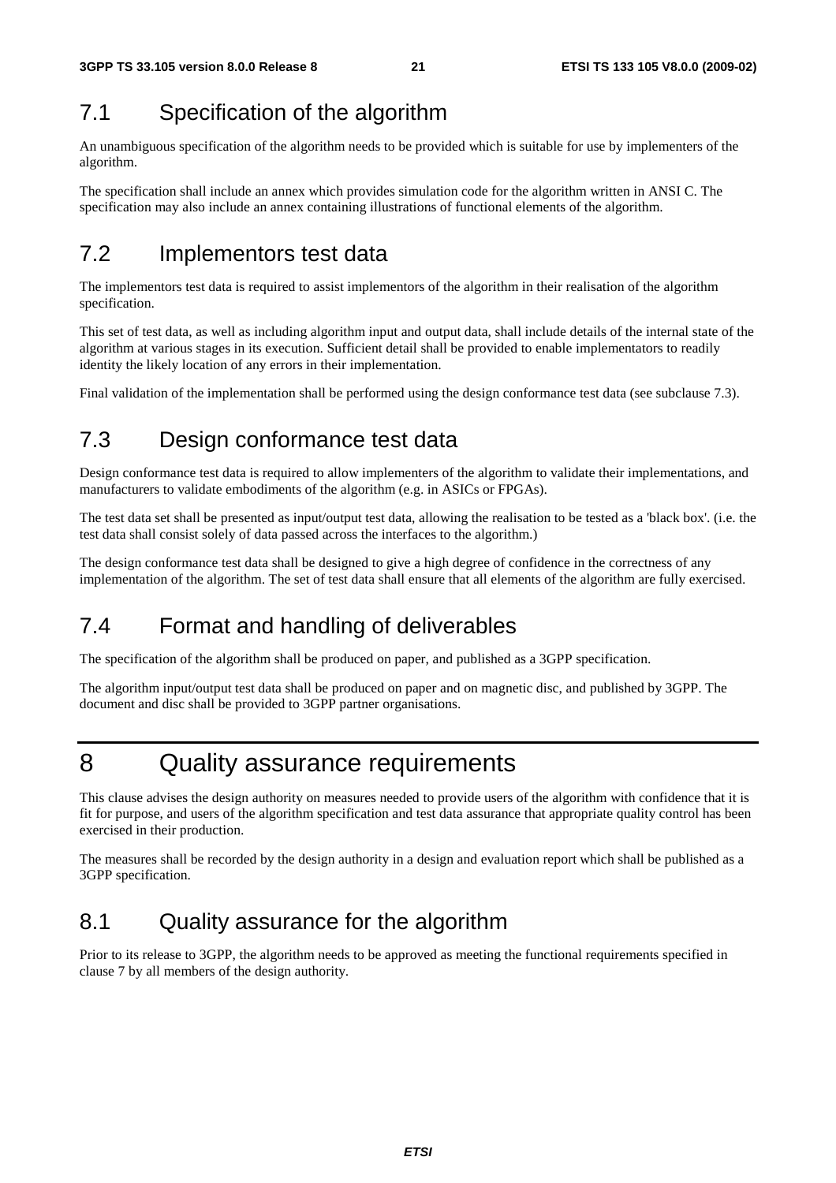## 7.1 Specification of the algorithm

An unambiguous specification of the algorithm needs to be provided which is suitable for use by implementers of the algorithm.

The specification shall include an annex which provides simulation code for the algorithm written in ANSI C. The specification may also include an annex containing illustrations of functional elements of the algorithm.

## 7.2 Implementors test data

The implementors test data is required to assist implementors of the algorithm in their realisation of the algorithm specification.

This set of test data, as well as including algorithm input and output data, shall include details of the internal state of the algorithm at various stages in its execution. Sufficient detail shall be provided to enable implementators to readily identity the likely location of any errors in their implementation.

Final validation of the implementation shall be performed using the design conformance test data (see subclause 7.3).

## 7.3 Design conformance test data

Design conformance test data is required to allow implementers of the algorithm to validate their implementations, and manufacturers to validate embodiments of the algorithm (e.g. in ASICs or FPGAs).

The test data set shall be presented as input/output test data, allowing the realisation to be tested as a 'black box'. (i.e. the test data shall consist solely of data passed across the interfaces to the algorithm.)

The design conformance test data shall be designed to give a high degree of confidence in the correctness of any implementation of the algorithm. The set of test data shall ensure that all elements of the algorithm are fully exercised.

## 7.4 Format and handling of deliverables

The specification of the algorithm shall be produced on paper, and published as a 3GPP specification.

The algorithm input/output test data shall be produced on paper and on magnetic disc, and published by 3GPP. The document and disc shall be provided to 3GPP partner organisations.

# 8 Quality assurance requirements

This clause advises the design authority on measures needed to provide users of the algorithm with confidence that it is fit for purpose, and users of the algorithm specification and test data assurance that appropriate quality control has been exercised in their production.

The measures shall be recorded by the design authority in a design and evaluation report which shall be published as a 3GPP specification.

## 8.1 Quality assurance for the algorithm

Prior to its release to 3GPP, the algorithm needs to be approved as meeting the functional requirements specified in clause 7 by all members of the design authority.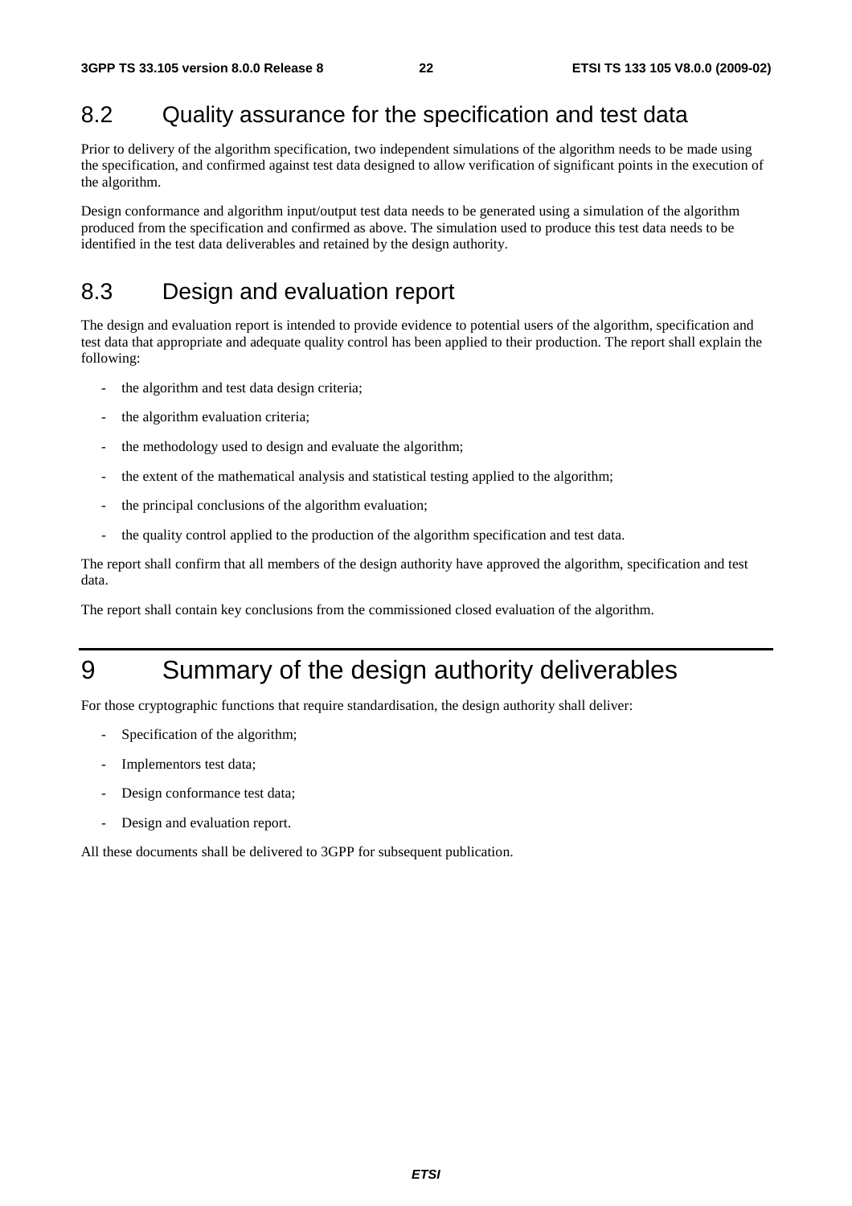## 8.2 Quality assurance for the specification and test data

Prior to delivery of the algorithm specification, two independent simulations of the algorithm needs to be made using the specification, and confirmed against test data designed to allow verification of significant points in the execution of the algorithm.

Design conformance and algorithm input/output test data needs to be generated using a simulation of the algorithm produced from the specification and confirmed as above. The simulation used to produce this test data needs to be identified in the test data deliverables and retained by the design authority.

## 8.3 Design and evaluation report

The design and evaluation report is intended to provide evidence to potential users of the algorithm, specification and test data that appropriate and adequate quality control has been applied to their production. The report shall explain the following:

- the algorithm and test data design criteria;
- the algorithm evaluation criteria;
- the methodology used to design and evaluate the algorithm;
- the extent of the mathematical analysis and statistical testing applied to the algorithm;
- the principal conclusions of the algorithm evaluation;
- the quality control applied to the production of the algorithm specification and test data.

The report shall confirm that all members of the design authority have approved the algorithm, specification and test data.

The report shall contain key conclusions from the commissioned closed evaluation of the algorithm.

# 9 Summary of the design authority deliverables

For those cryptographic functions that require standardisation, the design authority shall deliver:

- Specification of the algorithm;
- Implementors test data;
- Design conformance test data;
- Design and evaluation report.

All these documents shall be delivered to 3GPP for subsequent publication.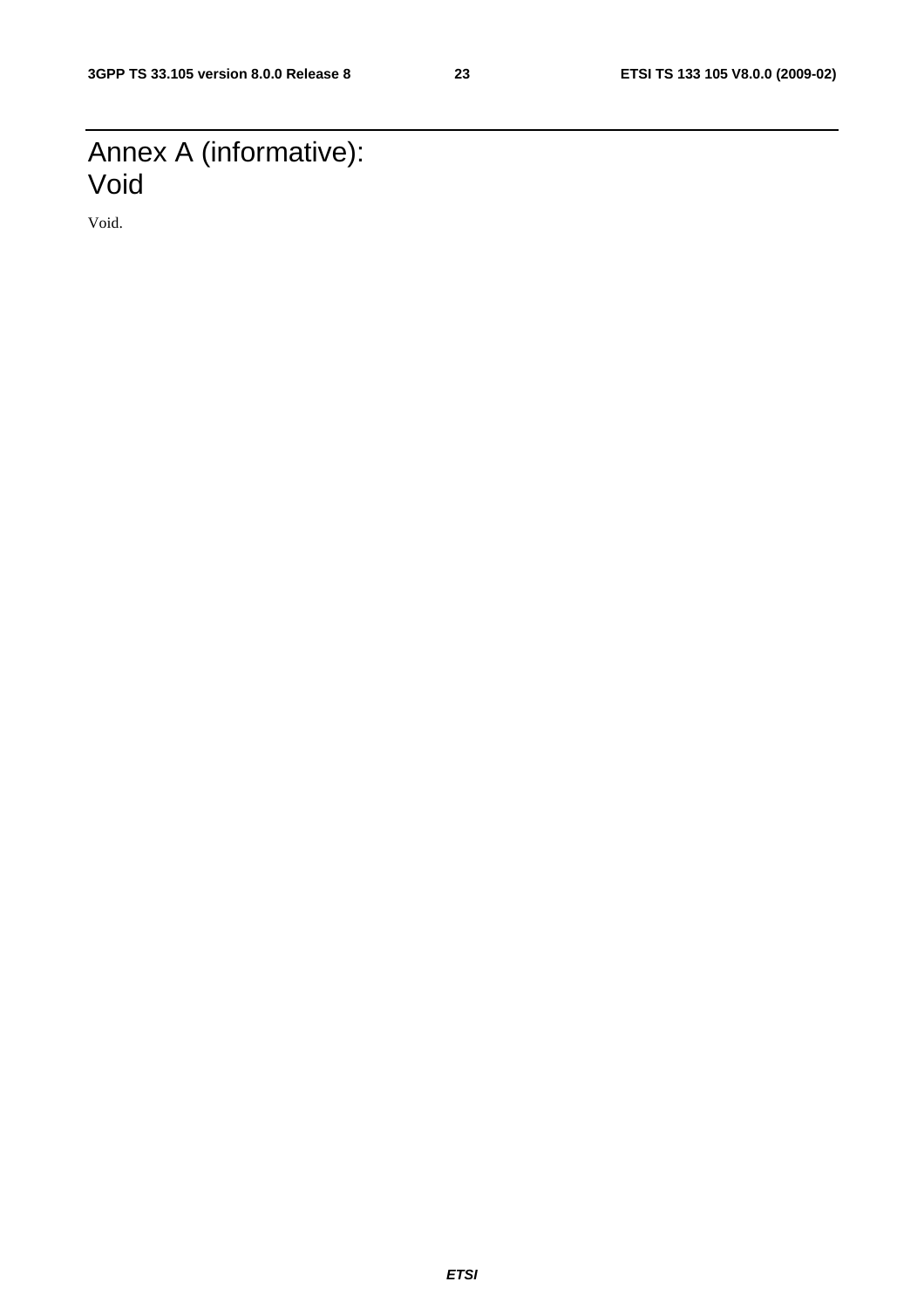# Annex A (informative): Void

Void.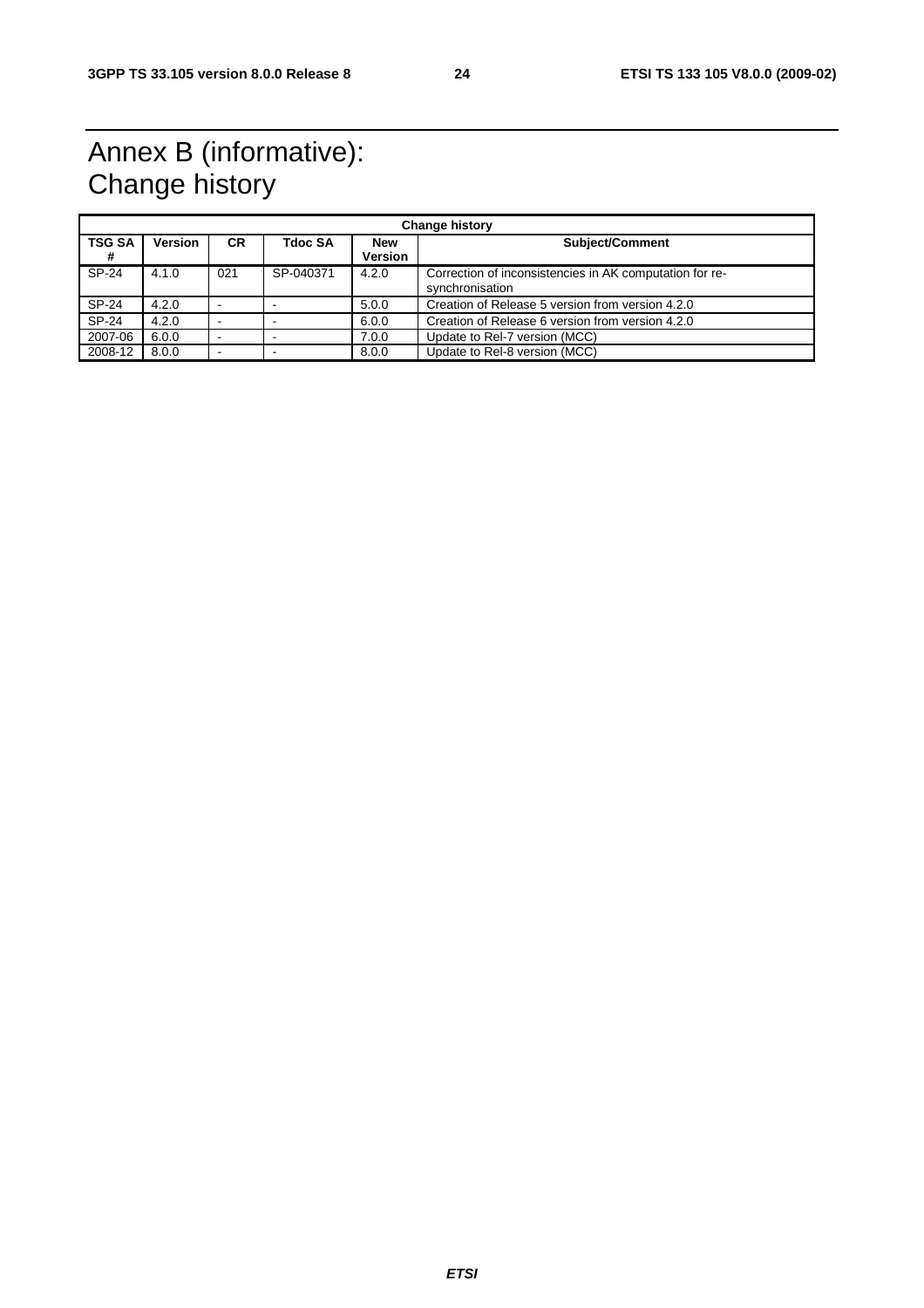# Annex B (informative): Change history

| Change history | | | | | |
|---|---|---|---|---|---|
| **TSG SA #** | **Version** | **CR** | **Tdoc SA** | **New Version** | **Subject/Comment** |
| SP-24 | 4.1.0 | 021 | SP-040371 | 4.2.0 | Correction of inconsistencies in AK computation for re-synchronisation |
| SP-24 | 4.2.0 | - | - | 5.0.0 | Creation of Release 5 version from version 4.2.0 |
| SP-24 | 4.2.0 | - | - | 6.0.0 | Creation of Release 6 version from version 4.2.0 |
| 2007-06 | 6.0.0 | - | - | 7.0.0 | Update to Rel-7 version (MCC) |
| 2008-12 | 8.0.0 | - | - | 8.0.0 | Update to Rel-8 version (MCC) |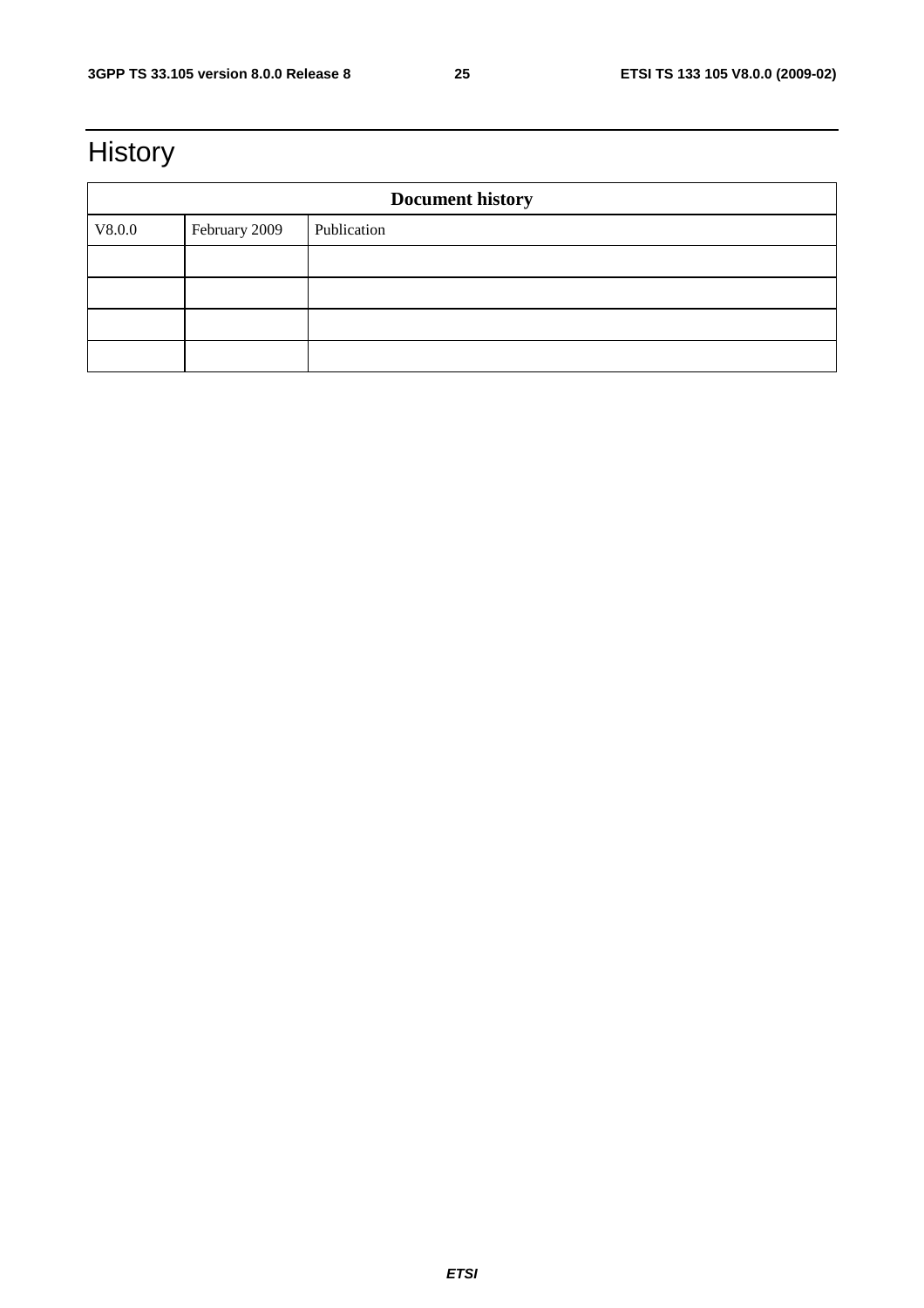# History

| Document history | | |
|---|---|---|
| V8.0.0 | February 2009 | Publication |
| | | |
| | | |
| | | |
| | | |